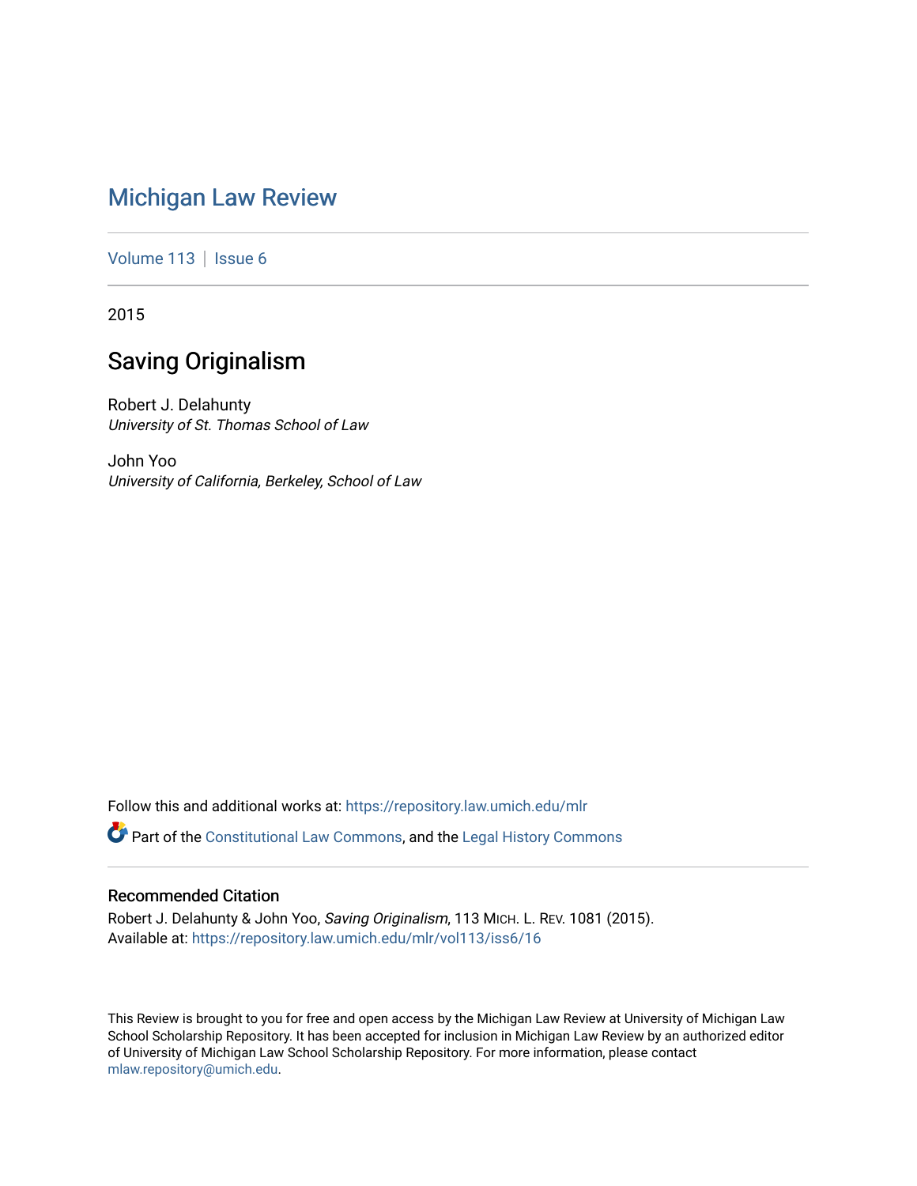# Michigan Law Review

Volume 113 | Issue 6

2015

## Saving Originalism

Robert J. Delahunty
*University of St. Thomas School of Law*

John Yoo
*University of California, Berkeley, School of Law*

Follow this and additional works at: https://repository.law.umich.edu/mlr

Part of the Constitutional Law Commons, and the Legal History Commons

### Recommended Citation

Robert J. Delahunty & John Yoo, *Saving Originalism*, 113 MICH. L. REV. 1081 (2015).
Available at: https://repository.law.umich.edu/mlr/vol113/iss6/16

This Review is brought to you for free and open access by the Michigan Law Review at University of Michigan Law School Scholarship Repository. It has been accepted for inclusion in Michigan Law Review by an authorized editor of University of Michigan Law School Scholarship Repository. For more information, please contact mlaw.repository@umich.edu.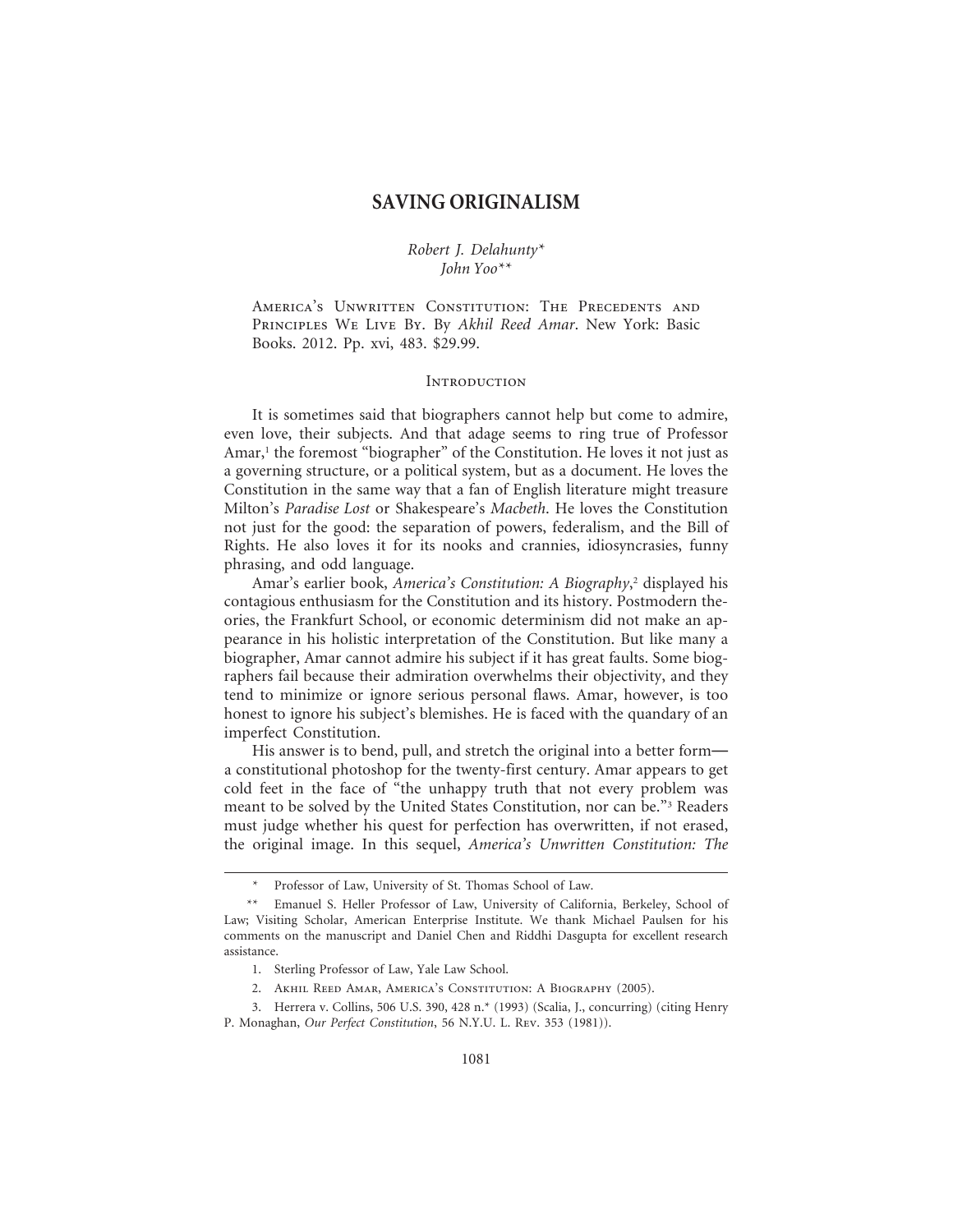# SAVING ORIGINALISM

*Robert J. Delahunty\**
*John Yoo\*\**

America's Unwritten Constitution: The Precedents and Principles We Live By. By *Akhil Reed Amar*. New York: Basic Books. 2012. Pp. xvi, 483. $29.99.

## Introduction

It is sometimes said that biographers cannot help but come to admire, even love, their subjects. And that adage seems to ring true of Professor Amar,[1] the foremost "biographer" of the Constitution. He loves it not just as a governing structure, or a political system, but as a document. He loves the Constitution in the same way that a fan of English literature might treasure Milton's *Paradise Lost* or Shakespeare's *Macbeth*. He loves the Constitution not just for the good: the separation of powers, federalism, and the Bill of Rights. He also loves it for its nooks and crannies, idiosyncrasies, funny phrasing, and odd language.

Amar's earlier book, *America's Constitution: A Biography*,[2] displayed his contagious enthusiasm for the Constitution and its history. Postmodern theories, the Frankfurt School, or economic determinism did not make an appearance in his holistic interpretation of the Constitution. But like many a biographer, Amar cannot admire his subject if it has great faults. Some biographers fail because their admiration overwhelms their objectivity, and they tend to minimize or ignore serious personal flaws. Amar, however, is too honest to ignore his subject's blemishes. He is faced with the quandary of an imperfect Constitution.

His answer is to bend, pull, and stretch the original into a better form—a constitutional photoshop for the twenty-first century. Amar appears to get cold feet in the face of "the unhappy truth that not every problem was meant to be solved by the United States Constitution, nor can be."[3] Readers must judge whether his quest for perfection has overwritten, if not erased, the original image. In this sequel, *America's Unwritten Constitution: The*

---

\* Professor of Law, University of St. Thomas School of Law.

\*\* Emanuel S. Heller Professor of Law, University of California, Berkeley, School of Law; Visiting Scholar, American Enterprise Institute. We thank Michael Paulsen for his comments on the manuscript and Daniel Chen and Riddhi Dasgupta for excellent research assistance.

1. Sterling Professor of Law, Yale Law School.

2. Akhil Reed Amar, America's Constitution: A Biography (2005).

3. Herrera v. Collins, 506 U.S. 390, 428 n.\* (1993) (Scalia, J., concurring) (citing Henry P. Monaghan, *Our Perfect Constitution*, 56 N.Y.U. L. Rev. 353 (1981)).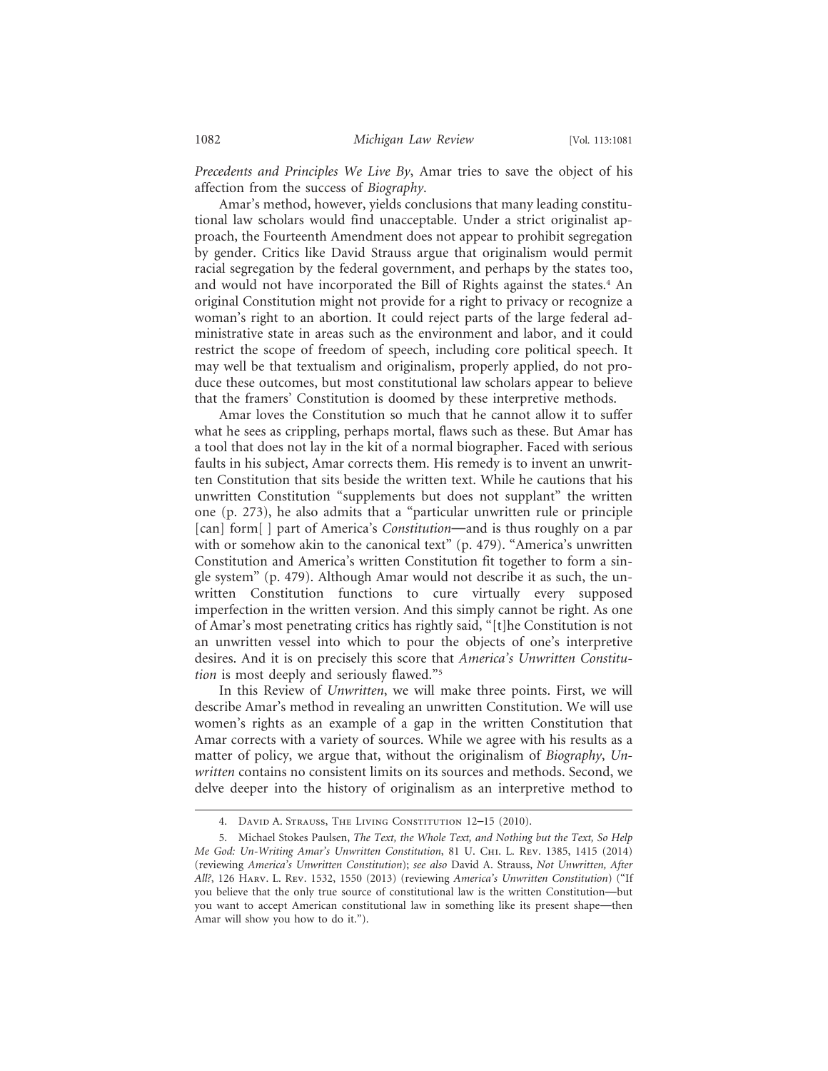*Precedents and Principles We Live By*, Amar tries to save the object of his affection from the success of *Biography*.

Amar's method, however, yields conclusions that many leading constitutional law scholars would find unacceptable. Under a strict originalist approach, the Fourteenth Amendment does not appear to prohibit segregation by gender. Critics like David Strauss argue that originalism would permit racial segregation by the federal government, and perhaps by the states too, and would not have incorporated the Bill of Rights against the states.[4] An original Constitution might not provide for a right to privacy or recognize a woman's right to an abortion. It could reject parts of the large federal administrative state in areas such as the environment and labor, and it could restrict the scope of freedom of speech, including core political speech. It may well be that textualism and originalism, properly applied, do not produce these outcomes, but most constitutional law scholars appear to believe that the framers' Constitution is doomed by these interpretive methods.

Amar loves the Constitution so much that he cannot allow it to suffer what he sees as crippling, perhaps mortal, flaws such as these. But Amar has a tool that does not lay in the kit of a normal biographer. Faced with serious faults in his subject, Amar corrects them. His remedy is to invent an unwritten Constitution that sits beside the written text. While he cautions that his unwritten Constitution "supplements but does not supplant" the written one (p. 273), he also admits that a "particular unwritten rule or principle [can] form[ ] part of America's *Constitution*—and is thus roughly on a par with or somehow akin to the canonical text" (p. 479). "America's unwritten Constitution and America's written Constitution fit together to form a single system" (p. 479). Although Amar would not describe it as such, the unwritten Constitution functions to cure virtually every supposed imperfection in the written version. And this simply cannot be right. As one of Amar's most penetrating critics has rightly said, "[t]he Constitution is not an unwritten vessel into which to pour the objects of one's interpretive desires. And it is on precisely this score that *America's Unwritten Constitution* is most deeply and seriously flawed."[5]

In this Review of *Unwritten*, we will make three points. First, we will describe Amar's method in revealing an unwritten Constitution. We will use women's rights as an example of a gap in the written Constitution that Amar corrects with a variety of sources. While we agree with his results as a matter of policy, we argue that, without the originalism of *Biography*, *Unwritten* contains no consistent limits on its sources and methods. Second, we delve deeper into the history of originalism as an interpretive method to

---

4. David A. Strauss, The Living Constitution 12–15 (2010).

5. Michael Stokes Paulsen, *The Text, the Whole Text, and Nothing but the Text, So Help Me God: Un-Writing Amar's Unwritten Constitution*, 81 U. Chi. L. Rev. 1385, 1415 (2014) (reviewing *America's Unwritten Constitution*); *see also* David A. Strauss, *Not Unwritten, After All?*, 126 Harv. L. Rev. 1532, 1550 (2013) (reviewing *America's Unwritten Constitution*) ("If you believe that the only true source of constitutional law is the written Constitution—but you want to accept American constitutional law in something like its present shape—then Amar will show you how to do it.").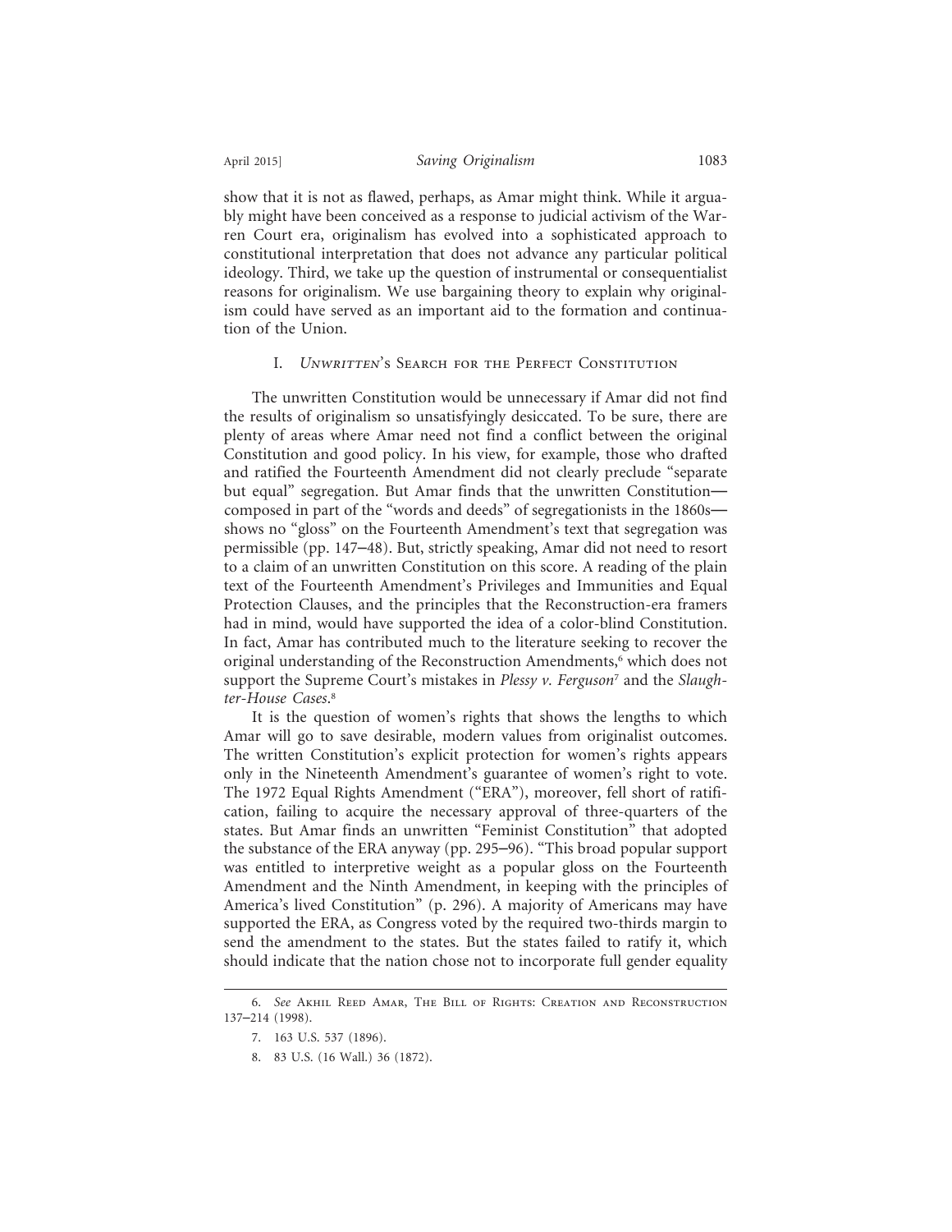show that it is not as flawed, perhaps, as Amar might think. While it arguably might have been conceived as a response to judicial activism of the Warren Court era, originalism has evolved into a sophisticated approach to constitutional interpretation that does not advance any particular political ideology. Third, we take up the question of instrumental or consequentialist reasons for originalism. We use bargaining theory to explain why originalism could have served as an important aid to the formation and continuation of the Union.

## I. *Unwritten*'s Search for the Perfect Constitution

The unwritten Constitution would be unnecessary if Amar did not find the results of originalism so unsatisfyingly desiccated. To be sure, there are plenty of areas where Amar need not find a conflict between the original Constitution and good policy. In his view, for example, those who drafted and ratified the Fourteenth Amendment did not clearly preclude "separate but equal" segregation. But Amar finds that the unwritten Constitution—composed in part of the "words and deeds" of segregationists in the 1860s—shows no "gloss" on the Fourteenth Amendment's text that segregation was permissible (pp. 147–48). But, strictly speaking, Amar did not need to resort to a claim of an unwritten Constitution on this score. A reading of the plain text of the Fourteenth Amendment's Privileges and Immunities and Equal Protection Clauses, and the principles that the Reconstruction-era framers had in mind, would have supported the idea of a color-blind Constitution. In fact, Amar has contributed much to the literature seeking to recover the original understanding of the Reconstruction Amendments,[6] which does not support the Supreme Court's mistakes in *Plessy v. Ferguson*[7] and the *Slaughter-House Cases*.[8]

It is the question of women's rights that shows the lengths to which Amar will go to save desirable, modern values from originalist outcomes. The written Constitution's explicit protection for women's rights appears only in the Nineteenth Amendment's guarantee of women's right to vote. The 1972 Equal Rights Amendment ("ERA"), moreover, fell short of ratification, failing to acquire the necessary approval of three-quarters of the states. But Amar finds an unwritten "Feminist Constitution" that adopted the substance of the ERA anyway (pp. 295–96). "This broad popular support was entitled to interpretive weight as a popular gloss on the Fourteenth Amendment and the Ninth Amendment, in keeping with the principles of America's lived Constitution" (p. 296). A majority of Americans may have supported the ERA, as Congress voted by the required two-thirds margin to send the amendment to the states. But the states failed to ratify it, which should indicate that the nation chose not to incorporate full gender equality

---

6. *See* Akhil Reed Amar, The Bill of Rights: Creation and Reconstruction 137–214 (1998).

7. 163 U.S. 537 (1896).

8. 83 U.S. (16 Wall.) 36 (1872).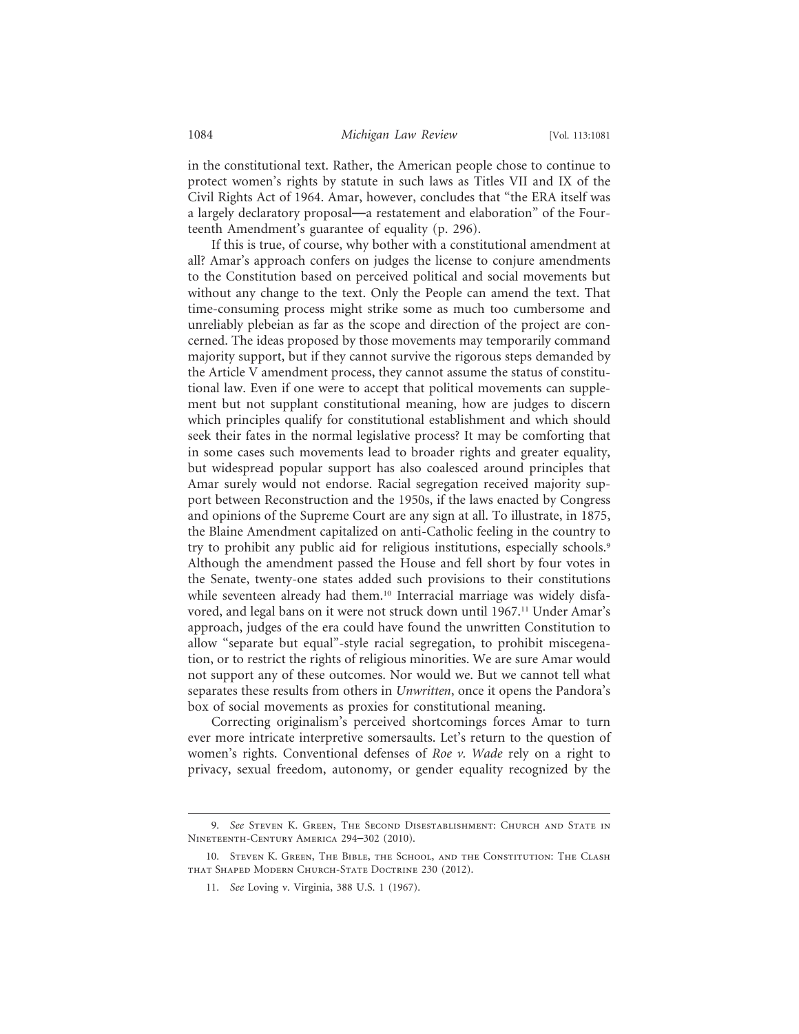in the constitutional text. Rather, the American people chose to continue to protect women's rights by statute in such laws as Titles VII and IX of the Civil Rights Act of 1964. Amar, however, concludes that "the ERA itself was a largely declaratory proposal—a restatement and elaboration" of the Fourteenth Amendment's guarantee of equality (p. 296).

If this is true, of course, why bother with a constitutional amendment at all? Amar's approach confers on judges the license to conjure amendments to the Constitution based on perceived political and social movements but without any change to the text. Only the People can amend the text. That time-consuming process might strike some as much too cumbersome and unreliably plebeian as far as the scope and direction of the project are concerned. The ideas proposed by those movements may temporarily command majority support, but if they cannot survive the rigorous steps demanded by the Article V amendment process, they cannot assume the status of constitutional law. Even if one were to accept that political movements can supplement but not supplant constitutional meaning, how are judges to discern which principles qualify for constitutional establishment and which should seek their fates in the normal legislative process? It may be comforting that in some cases such movements lead to broader rights and greater equality, but widespread popular support has also coalesced around principles that Amar surely would not endorse. Racial segregation received majority support between Reconstruction and the 1950s, if the laws enacted by Congress and opinions of the Supreme Court are any sign at all. To illustrate, in 1875, the Blaine Amendment capitalized on anti-Catholic feeling in the country to try to prohibit any public aid for religious institutions, especially schools.[9] Although the amendment passed the House and fell short by four votes in the Senate, twenty-one states added such provisions to their constitutions while seventeen already had them.[10] Interracial marriage was widely disfavored, and legal bans on it were not struck down until 1967.[11] Under Amar's approach, judges of the era could have found the unwritten Constitution to allow "separate but equal"-style racial segregation, to prohibit miscegenation, or to restrict the rights of religious minorities. We are sure Amar would not support any of these outcomes. Nor would we. But we cannot tell what separates these results from others in *Unwritten*, once it opens the Pandora's box of social movements as proxies for constitutional meaning.

Correcting originalism's perceived shortcomings forces Amar to turn ever more intricate interpretive somersaults. Let's return to the question of women's rights. Conventional defenses of *Roe v. Wade* rely on a right to privacy, sexual freedom, autonomy, or gender equality recognized by the

---

9. *See* Steven K. Green, The Second Disestablishment: Church and State in Nineteenth-Century America 294–302 (2010).

10. Steven K. Green, The Bible, the School, and the Constitution: The Clash that Shaped Modern Church-State Doctrine 230 (2012).

11. *See* Loving v. Virginia, 388 U.S. 1 (1967).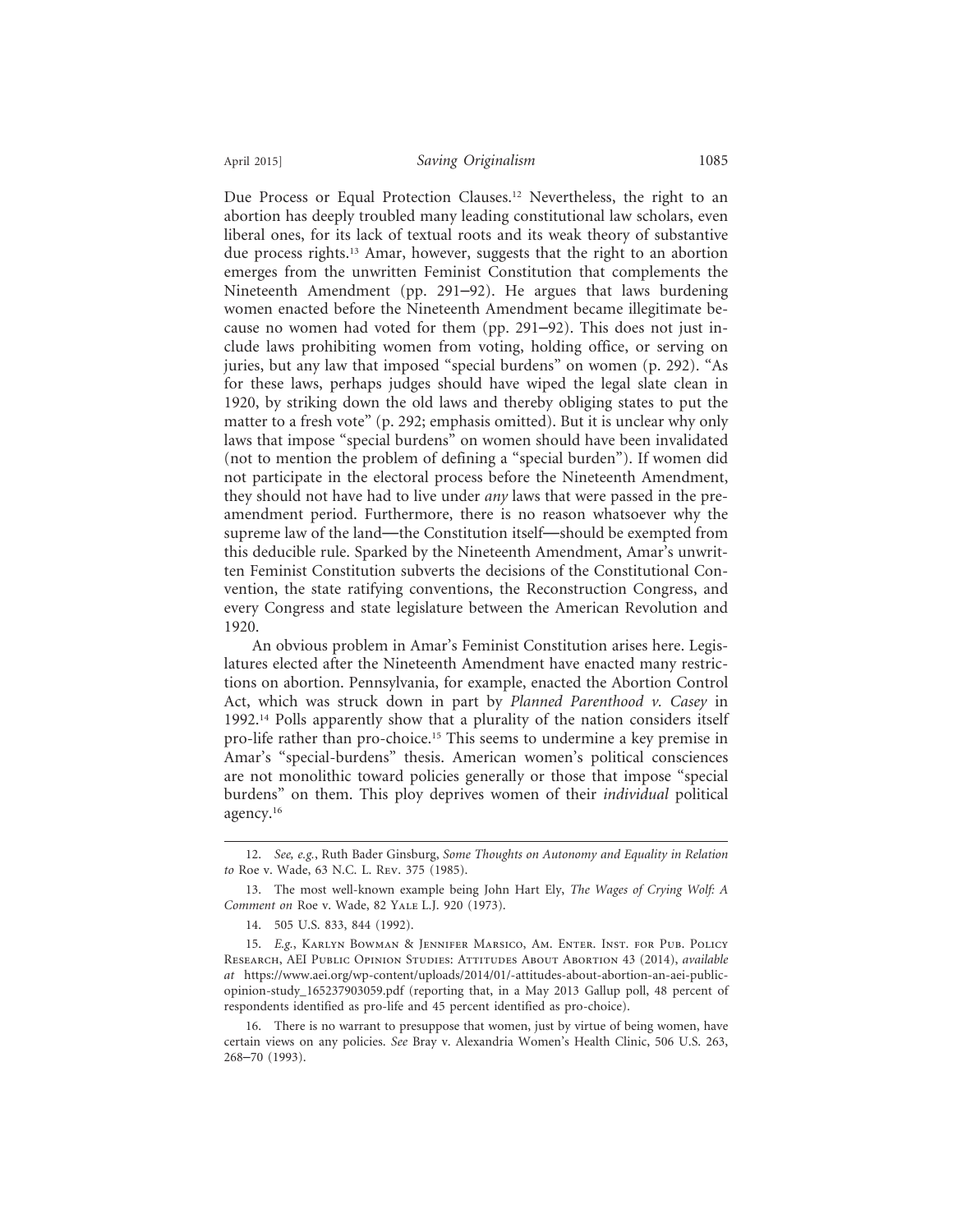Due Process or Equal Protection Clauses.[12] Nevertheless, the right to an abortion has deeply troubled many leading constitutional law scholars, even liberal ones, for its lack of textual roots and its weak theory of substantive due process rights.[13] Amar, however, suggests that the right to an abortion emerges from the unwritten Feminist Constitution that complements the Nineteenth Amendment (pp. 291–92). He argues that laws burdening women enacted before the Nineteenth Amendment became illegitimate because no women had voted for them (pp. 291–92). This does not just include laws prohibiting women from voting, holding office, or serving on juries, but any law that imposed "special burdens" on women (p. 292). "As for these laws, perhaps judges should have wiped the legal slate clean in 1920, by striking down the old laws and thereby obliging states to put the matter to a fresh vote" (p. 292; emphasis omitted). But it is unclear why only laws that impose "special burdens" on women should have been invalidated (not to mention the problem of defining a "special burden"). If women did not participate in the electoral process before the Nineteenth Amendment, they should not have had to live under *any* laws that were passed in the pre-amendment period. Furthermore, there is no reason whatsoever why the supreme law of the land—the Constitution itself—should be exempted from this deducible rule. Sparked by the Nineteenth Amendment, Amar's unwritten Feminist Constitution subverts the decisions of the Constitutional Convention, the state ratifying conventions, the Reconstruction Congress, and every Congress and state legislature between the American Revolution and 1920.

An obvious problem in Amar's Feminist Constitution arises here. Legislatures elected after the Nineteenth Amendment have enacted many restrictions on abortion. Pennsylvania, for example, enacted the Abortion Control Act, which was struck down in part by *Planned Parenthood v. Casey* in 1992.[14] Polls apparently show that a plurality of the nation considers itself pro-life rather than pro-choice.[15] This seems to undermine a key premise in Amar's "special-burdens" thesis. American women's political consciences are not monolithic toward policies generally or those that impose "special burdens" on them. This ploy deprives women of their *individual* political agency.[16]

---

12. *See, e.g.*, Ruth Bader Ginsburg, *Some Thoughts on Autonomy and Equality in Relation to* Roe v. Wade, 63 N.C. L. Rev. 375 (1985).

13. The most well-known example being John Hart Ely, *The Wages of Crying Wolf: A Comment on* Roe v. Wade, 82 Yale L.J. 920 (1973).

14. 505 U.S. 833, 844 (1992).

15. *E.g.*, Karlyn Bowman & Jennifer Marsico, Am. Enter. Inst. for Pub. Policy Research, AEI Public Opinion Studies: Attitudes About Abortion 43 (2014), *available at* https://www.aei.org/wp-content/uploads/2014/01/-attitudes-about-abortion-an-aei-public-opinion-study_165237903059.pdf (reporting that, in a May 2013 Gallup poll, 48 percent of respondents identified as pro-life and 45 percent identified as pro-choice).

16. There is no warrant to presuppose that women, just by virtue of being women, have certain views on any policies. *See* Bray v. Alexandria Women's Health Clinic, 506 U.S. 263, 268–70 (1993).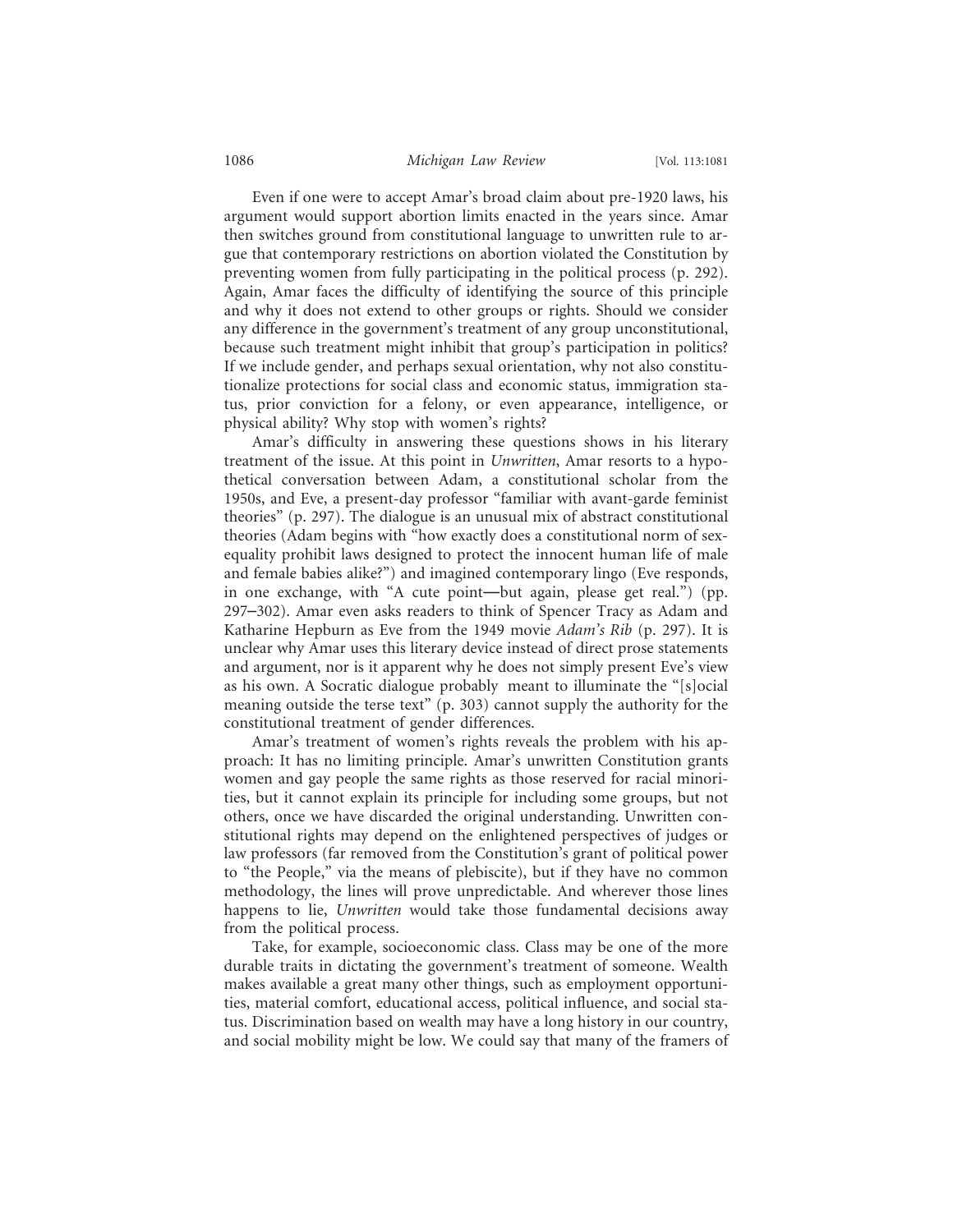Even if one were to accept Amar's broad claim about pre-1920 laws, his argument would support abortion limits enacted in the years since. Amar then switches ground from constitutional language to unwritten rule to argue that contemporary restrictions on abortion violated the Constitution by preventing women from fully participating in the political process (p. 292). Again, Amar faces the difficulty of identifying the source of this principle and why it does not extend to other groups or rights. Should we consider any difference in the government's treatment of any group unconstitutional, because such treatment might inhibit that group's participation in politics? If we include gender, and perhaps sexual orientation, why not also constitutionalize protections for social class and economic status, immigration status, prior conviction for a felony, or even appearance, intelligence, or physical ability? Why stop with women's rights?

Amar's difficulty in answering these questions shows in his literary treatment of the issue. At this point in *Unwritten*, Amar resorts to a hypothetical conversation between Adam, a constitutional scholar from the 1950s, and Eve, a present-day professor "familiar with avant-garde feminist theories" (p. 297). The dialogue is an unusual mix of abstract constitutional theories (Adam begins with "how exactly does a constitutional norm of sex-equality prohibit laws designed to protect the innocent human life of male and female babies alike?") and imagined contemporary lingo (Eve responds, in one exchange, with "A cute point—but again, please get real.") (pp. 297–302). Amar even asks readers to think of Spencer Tracy as Adam and Katharine Hepburn as Eve from the 1949 movie *Adam's Rib* (p. 297). It is unclear why Amar uses this literary device instead of direct prose statements and argument, nor is it apparent why he does not simply present Eve's view as his own. A Socratic dialogue probably meant to illuminate the "[s]ocial meaning outside the terse text" (p. 303) cannot supply the authority for the constitutional treatment of gender differences.

Amar's treatment of women's rights reveals the problem with his approach: It has no limiting principle. Amar's unwritten Constitution grants women and gay people the same rights as those reserved for racial minorities, but it cannot explain its principle for including some groups, but not others, once we have discarded the original understanding. Unwritten constitutional rights may depend on the enlightened perspectives of judges or law professors (far removed from the Constitution's grant of political power to "the People," via the means of plebiscite), but if they have no common methodology, the lines will prove unpredictable. And wherever those lines happens to lie, *Unwritten* would take those fundamental decisions away from the political process.

Take, for example, socioeconomic class. Class may be one of the more durable traits in dictating the government's treatment of someone. Wealth makes available a great many other things, such as employment opportunities, material comfort, educational access, political influence, and social status. Discrimination based on wealth may have a long history in our country, and social mobility might be low. We could say that many of the framers of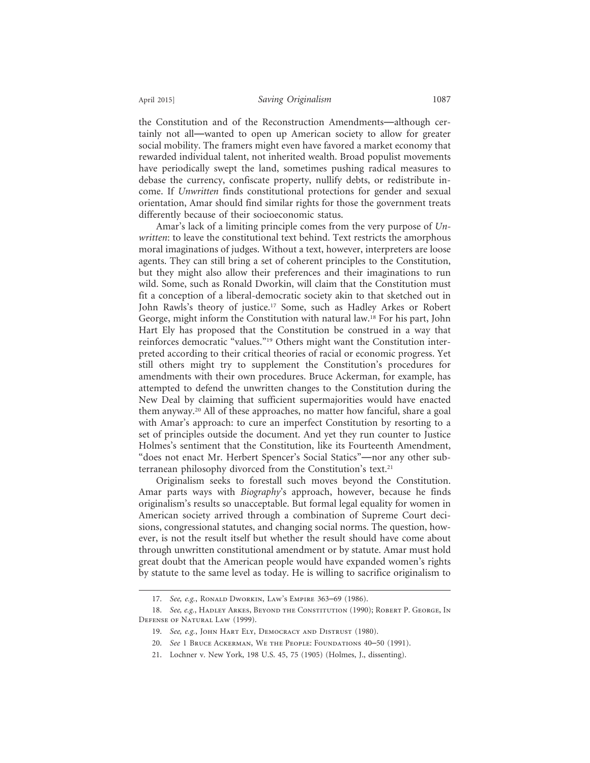the Constitution and of the Reconstruction Amendments—although certainly not all—wanted to open up American society to allow for greater social mobility. The framers might even have favored a market economy that rewarded individual talent, not inherited wealth. Broad populist movements have periodically swept the land, sometimes pushing radical measures to debase the currency, confiscate property, nullify debts, or redistribute income. If *Unwritten* finds constitutional protections for gender and sexual orientation, Amar should find similar rights for those the government treats differently because of their socioeconomic status.

Amar's lack of a limiting principle comes from the very purpose of *Unwritten*: to leave the constitutional text behind. Text restricts the amorphous moral imaginations of judges. Without a text, however, interpreters are loose agents. They can still bring a set of coherent principles to the Constitution, but they might also allow their preferences and their imaginations to run wild. Some, such as Ronald Dworkin, will claim that the Constitution must fit a conception of a liberal-democratic society akin to that sketched out in John Rawls's theory of justice.[17] Some, such as Hadley Arkes or Robert George, might inform the Constitution with natural law.[18] For his part, John Hart Ely has proposed that the Constitution be construed in a way that reinforces democratic "values."[19] Others might want the Constitution interpreted according to their critical theories of racial or economic progress. Yet still others might try to supplement the Constitution's procedures for amendments with their own procedures. Bruce Ackerman, for example, has attempted to defend the unwritten changes to the Constitution during the New Deal by claiming that sufficient supermajorities would have enacted them anyway.[20] All of these approaches, no matter how fanciful, share a goal with Amar's approach: to cure an imperfect Constitution by resorting to a set of principles outside the document. And yet they run counter to Justice Holmes's sentiment that the Constitution, like its Fourteenth Amendment, "does not enact Mr. Herbert Spencer's Social Statics"—nor any other subterranean philosophy divorced from the Constitution's text.[21]

Originalism seeks to forestall such moves beyond the Constitution. Amar parts ways with *Biography*'s approach, however, because he finds originalism's results so unacceptable. But formal legal equality for women in American society arrived through a combination of Supreme Court decisions, congressional statutes, and changing social norms. The question, however, is not the result itself but whether the result should have come about through unwritten constitutional amendment or by statute. Amar must hold great doubt that the American people would have expanded women's rights by statute to the same level as today. He is willing to sacrifice originalism to

---

17. *See, e.g.*, Ronald Dworkin, Law's Empire 363–69 (1986).

18. *See, e.g.*, Hadley Arkes, Beyond the Constitution (1990); Robert P. George, In Defense of Natural Law (1999).

19. *See, e.g.*, John Hart Ely, Democracy and Distrust (1980).

20. *See* 1 Bruce Ackerman, We the People: Foundations 40–50 (1991).

21. Lochner v. New York, 198 U.S. 45, 75 (1905) (Holmes, J., dissenting).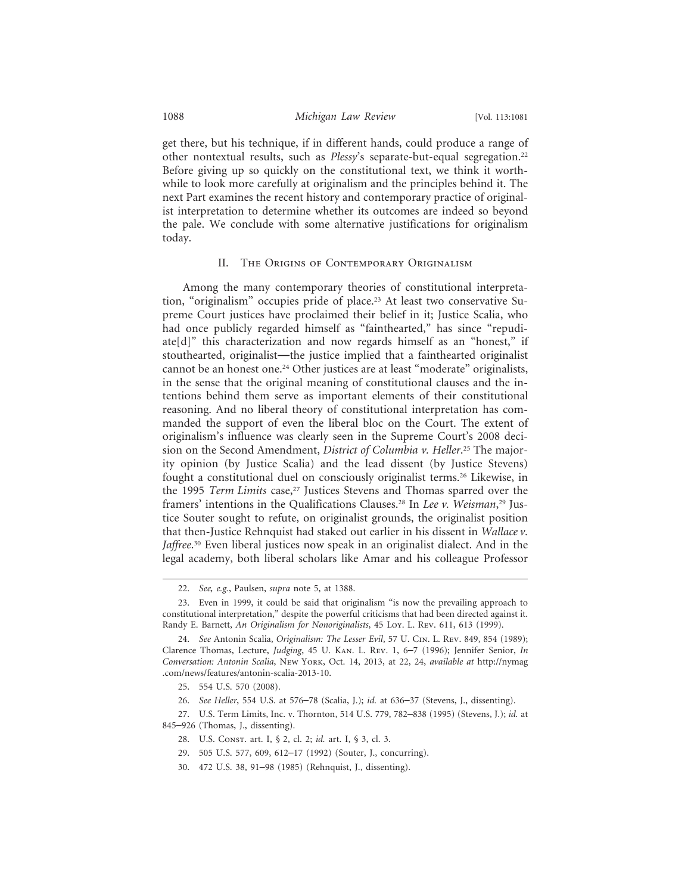get there, but his technique, if in different hands, could produce a range of other nontextual results, such as *Plessy*'s separate-but-equal segregation.[22] Before giving up so quickly on the constitutional text, we think it worthwhile to look more carefully at originalism and the principles behind it. The next Part examines the recent history and contemporary practice of originalist interpretation to determine whether its outcomes are indeed so beyond the pale. We conclude with some alternative justifications for originalism today.

## II. The Origins of Contemporary Originalism

Among the many contemporary theories of constitutional interpretation, "originalism" occupies pride of place.[23] At least two conservative Supreme Court justices have proclaimed their belief in it; Justice Scalia, who had once publicly regarded himself as "fainthearted," has since "repudiate[d]" this characterization and now regards himself as an "honest," if stouthearted, originalist—the justice implied that a fainthearted originalist cannot be an honest one.[24] Other justices are at least "moderate" originalists, in the sense that the original meaning of constitutional clauses and the intentions behind them serve as important elements of their constitutional reasoning. And no liberal theory of constitutional interpretation has commanded the support of even the liberal bloc on the Court. The extent of originalism's influence was clearly seen in the Supreme Court's 2008 decision on the Second Amendment, *District of Columbia v. Heller*.[25] The majority opinion (by Justice Scalia) and the lead dissent (by Justice Stevens) fought a constitutional duel on consciously originalist terms.[26] Likewise, in the 1995 *Term Limits* case,[27] Justices Stevens and Thomas sparred over the framers' intentions in the Qualifications Clauses.[28] In *Lee v. Weisman*,[29] Justice Souter sought to refute, on originalist grounds, the originalist position that then-Justice Rehnquist had staked out earlier in his dissent in *Wallace v. Jaffree*.[30] Even liberal justices now speak in an originalist dialect. And in the legal academy, both liberal scholars like Amar and his colleague Professor

---

22. *See, e.g.*, Paulsen, *supra* note 5, at 1388.

23. Even in 1999, it could be said that originalism "is now the prevailing approach to constitutional interpretation," despite the powerful criticisms that had been directed against it. Randy E. Barnett, *An Originalism for Nonoriginalists*, 45 Loy. L. Rev. 611, 613 (1999).

24. *See* Antonin Scalia, *Originalism: The Lesser Evil*, 57 U. Cin. L. Rev. 849, 854 (1989); Clarence Thomas, Lecture, *Judging*, 45 U. Kan. L. Rev. 1, 6–7 (1996); Jennifer Senior, *In Conversation: Antonin Scalia*, New York, Oct. 14, 2013, at 22, 24, *available at* http://nymag.com/news/features/antonin-scalia-2013-10.

25. 554 U.S. 570 (2008).

26. *See Heller*, 554 U.S. at 576–78 (Scalia, J.); *id.* at 636–37 (Stevens, J., dissenting).

27. U.S. Term Limits, Inc. v. Thornton, 514 U.S. 779, 782–838 (1995) (Stevens, J.); *id.* at 845–926 (Thomas, J., dissenting).

28. U.S. Const. art. I, § 2, cl. 2; *id.* art. I, § 3, cl. 3.

29. 505 U.S. 577, 609, 612–17 (1992) (Souter, J., concurring).

30. 472 U.S. 38, 91–98 (1985) (Rehnquist, J., dissenting).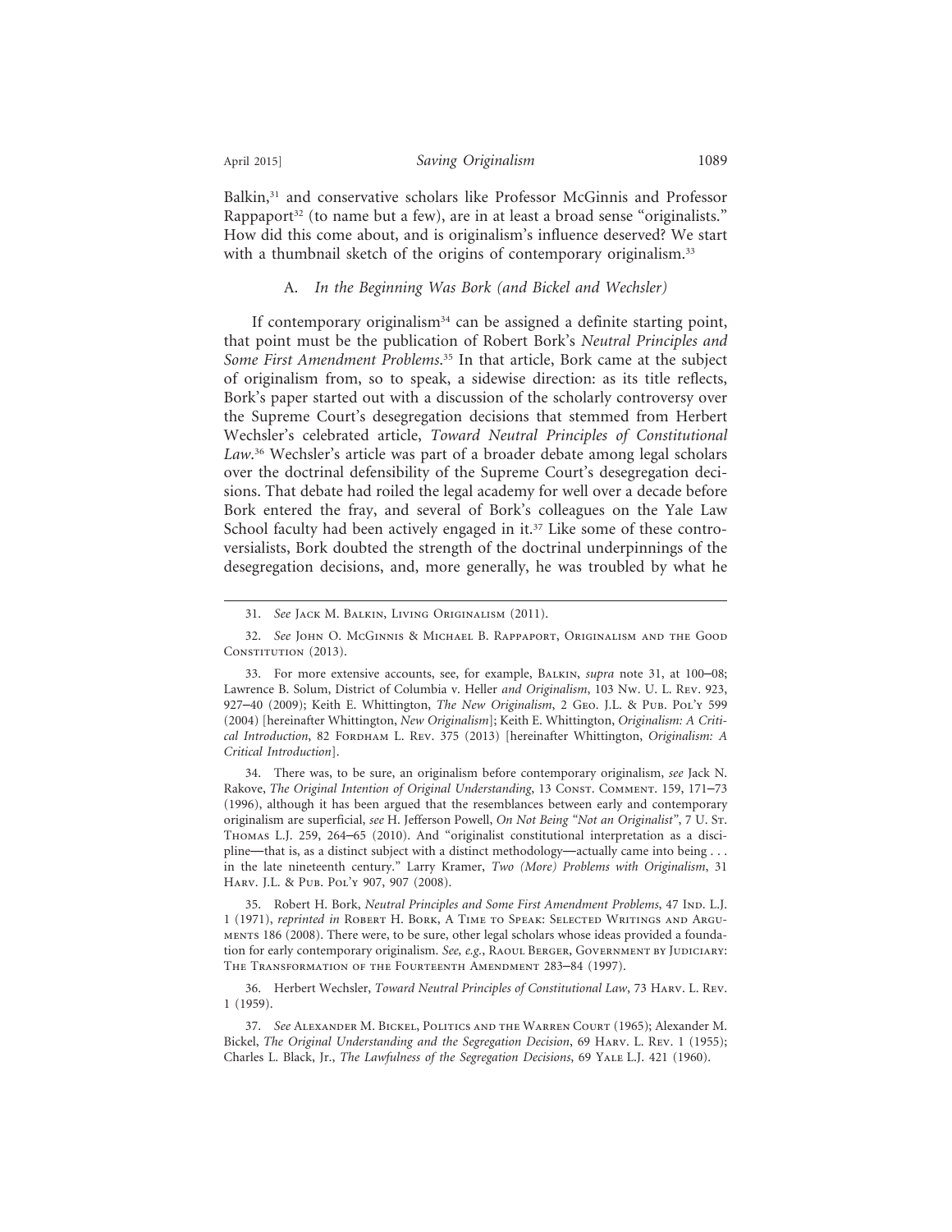Balkin,[31] and conservative scholars like Professor McGinnis and Professor Rappaport[32] (to name but a few), are in at least a broad sense "originalists." How did this come about, and is originalism's influence deserved? We start with a thumbnail sketch of the origins of contemporary originalism.[33]

### A. *In the Beginning Was Bork (and Bickel and Wechsler)*

If contemporary originalism[34] can be assigned a definite starting point, that point must be the publication of Robert Bork's *Neutral Principles and Some First Amendment Problems*.[35] In that article, Bork came at the subject of originalism from, so to speak, a sidewise direction: as its title reflects, Bork's paper started out with a discussion of the scholarly controversy over the Supreme Court's desegregation decisions that stemmed from Herbert Wechsler's celebrated article, *Toward Neutral Principles of Constitutional Law*.[36] Wechsler's article was part of a broader debate among legal scholars over the doctrinal defensibility of the Supreme Court's desegregation decisions. That debate had roiled the legal academy for well over a decade before Bork entered the fray, and several of Bork's colleagues on the Yale Law School faculty had been actively engaged in it.[37] Like some of these controversialists, Bork doubted the strength of the doctrinal underpinnings of the desegregation decisions, and, more generally, he was troubled by what he

---

31. *See* Jack M. Balkin, Living Originalism (2011).

32. *See* John O. McGinnis & Michael B. Rappaport, Originalism and the Good Constitution (2013).

33. For more extensive accounts, see, for example, Balkin, *supra* note 31, at 100–08; Lawrence B. Solum, District of Columbia v. Heller *and Originalism*, 103 Nw. U. L. Rev. 923, 927–40 (2009); Keith E. Whittington, *The New Originalism*, 2 Geo. J.L. & Pub. Pol'y 599 (2004) [hereinafter Whittington, *New Originalism*]; Keith E. Whittington, *Originalism: A Critical Introduction*, 82 Fordham L. Rev. 375 (2013) [hereinafter Whittington, *Originalism: A Critical Introduction*].

34. There was, to be sure, an originalism before contemporary originalism, *see* Jack N. Rakove, *The Original Intention of Original Understanding*, 13 Const. Comment. 159, 171–73 (1996), although it has been argued that the resemblances between early and contemporary originalism are superficial, *see* H. Jefferson Powell, *On Not Being "Not an Originalist"*, 7 St. Thomas L.J. 259, 264–65 (2010). And "originalist constitutional interpretation as a discipline—that is, as a distinct subject with a distinct methodology—actually came into being . . . in the late nineteenth century." Larry Kramer, *Two (More) Problems with Originalism*, 31 Harv. J.L. & Pub. Pol'y 907, 907 (2008).

35. Robert H. Bork, *Neutral Principles and Some First Amendment Problems*, 47 Ind. L.J. 1 (1971), *reprinted in* Robert H. Bork, A Time to Speak: Selected Writings and Arguments 186 (2008). There were, to be sure, other legal scholars whose ideas provided a foundation for early contemporary originalism. *See, e.g.*, Raoul Berger, Government by Judiciary: The Transformation of the Fourteenth Amendment 283–84 (1997).

36. Herbert Wechsler, *Toward Neutral Principles of Constitutional Law*, 73 Harv. L. Rev. 1 (1959).

37. *See* Alexander M. Bickel, Politics and the Warren Court (1965); Alexander M. Bickel, *The Original Understanding and the Segregation Decision*, 69 Harv. L. Rev. 1 (1955); Charles L. Black, Jr., *The Lawfulness of the Segregation Decisions*, 69 Yale L.J. 421 (1960).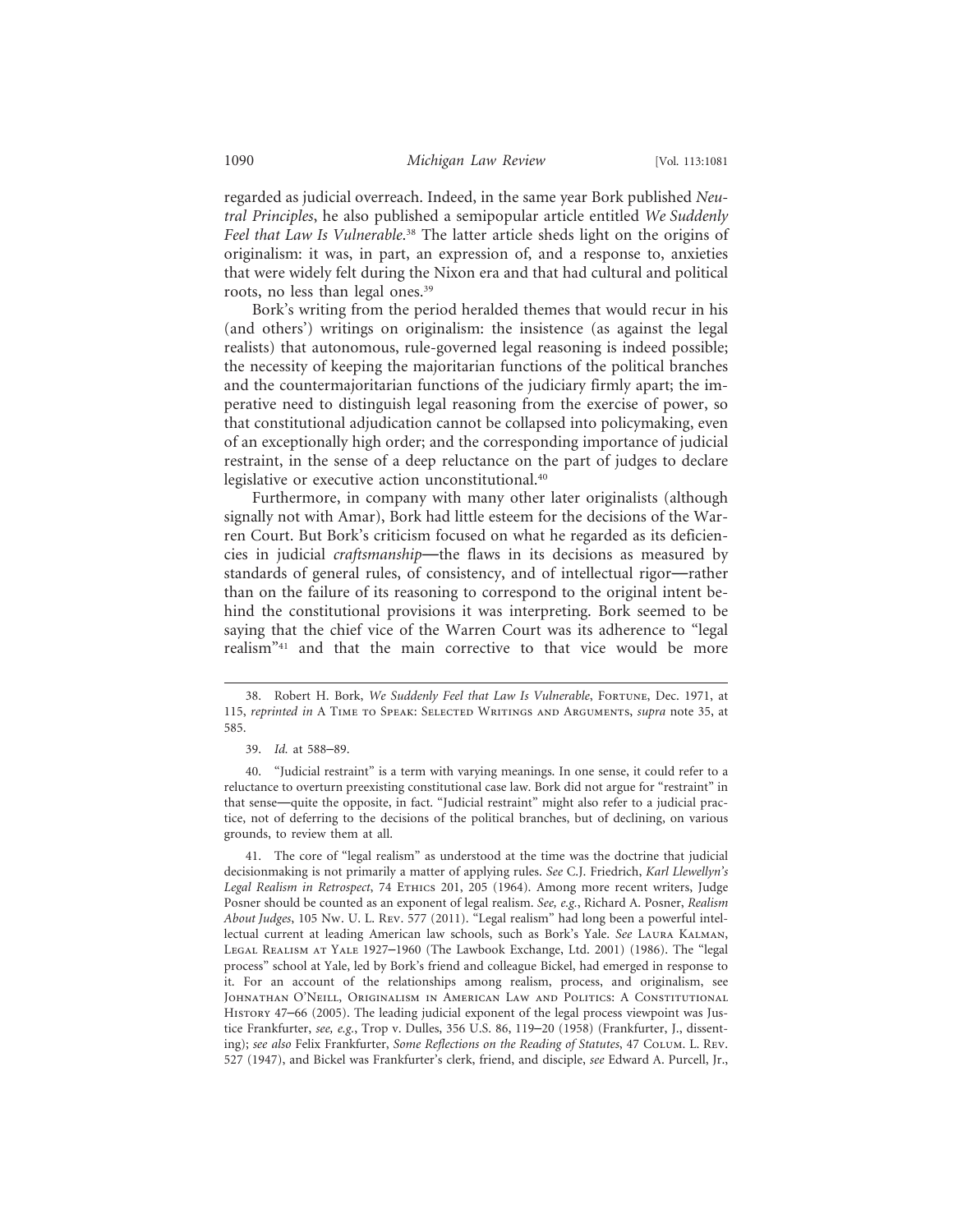regarded as judicial overreach. Indeed, in the same year Bork published *Neutral Principles*, he also published a semipopular article entitled *We Suddenly Feel that Law Is Vulnerable*.[38] The latter article sheds light on the origins of originalism: it was, in part, an expression of, and a response to, anxieties that were widely felt during the Nixon era and that had cultural and political roots, no less than legal ones.[39]

Bork's writing from the period heralded themes that would recur in his (and others') writings on originalism: the insistence (as against the legal realists) that autonomous, rule-governed legal reasoning is indeed possible; the necessity of keeping the majoritarian functions of the political branches and the countermajoritarian functions of the judiciary firmly apart; the imperative need to distinguish legal reasoning from the exercise of power, so that constitutional adjudication cannot be collapsed into policymaking, even of an exceptionally high order; and the corresponding importance of judicial restraint, in the sense of a deep reluctance on the part of judges to declare legislative or executive action unconstitutional.[40]

Furthermore, in company with many other later originalists (although signally not with Amar), Bork had little esteem for the decisions of the Warren Court. But Bork's criticism focused on what he regarded as its deficiencies in judicial *craftsmanship*—the flaws in its decisions as measured by standards of general rules, of consistency, and of intellectual rigor—rather than on the failure of its reasoning to correspond to the original intent behind the constitutional provisions it was interpreting. Bork seemed to be saying that the chief vice of the Warren Court was its adherence to "legal realism"[41] and that the main corrective to that vice would be more

---

38. Robert H. Bork, *We Suddenly Feel that Law Is Vulnerable*, Fortune, Dec. 1971, at 115, *reprinted in* A Time to Speak: Selected Writings and Arguments, *supra* note 35, at 585.

39. *Id.* at 588–89.

40. "Judicial restraint" is a term with varying meanings. In one sense, it could refer to a reluctance to overturn preexisting constitutional case law. Bork did not argue for "restraint" in that sense—quite the opposite, in fact. "Judicial restraint" might also refer to a judicial practice, not of deferring to the decisions of the political branches, but of declining, on various grounds, to review them at all.

41. The core of "legal realism" as understood at the time was the doctrine that judicial decisionmaking is not primarily a matter of applying rules. *See* C.J. Friedrich, *Karl Llewellyn's Legal Realism in Retrospect*, 74 Ethics 201, 205 (1964). Among more recent writers, Judge Posner should be counted as an exponent of legal realism. *See, e.g.*, Richard A. Posner, *Realism About Judges*, 105 Nw. U. L. Rev. 577 (2011). "Legal realism" had long been a powerful intellectual current at leading American law schools, such as Bork's Yale. *See* Laura Kalman, Legal Realism at Yale 1927–1960 (The Lawbook Exchange, Ltd. 2001) (1986). The "legal process" school at Yale, led by Bork's friend and colleague Bickel, had emerged in response to it. For an account of the relationships among realism, process, and originalism, see Johnathan O'Neill, Originalism in American Law and Politics: A Constitutional History 47–66 (2005). The leading judicial exponent of the legal process viewpoint was Justice Frankfurter, *see, e.g.*, Trop v. Dulles, 356 U.S. 86, 119–20 (1958) (Frankfurter, J., dissenting); *see also* Felix Frankfurter, *Some Reflections on the Reading of Statutes*, 47 Colum. L. Rev. 527 (1947), and Bickel was Frankfurter's clerk, friend, and disciple, *see* Edward A. Purcell, Jr.,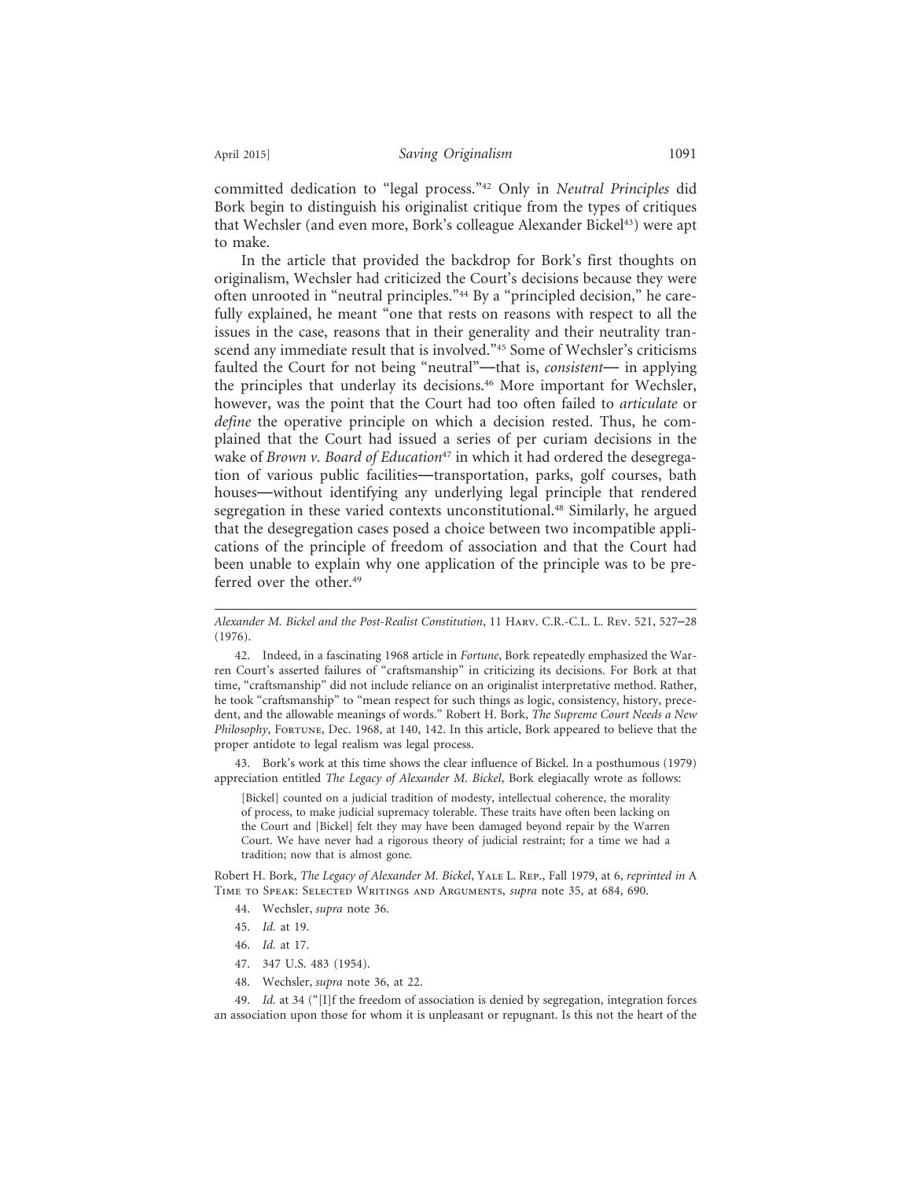committed dedication to "legal process."[42] Only in *Neutral Principles* did Bork begin to distinguish his originalist critique from the types of critiques that Wechsler (and even more, Bork's colleague Alexander Bickel[43]) were apt to make.

In the article that provided the backdrop for Bork's first thoughts on originalism, Wechsler had criticized the Court's decisions because they were often unrooted in "neutral principles."[44] By a "principled decision," he carefully explained, he meant "one that rests on reasons with respect to all the issues in the case, reasons that in their generality and their neutrality transcend any immediate result that is involved."[45] Some of Wechsler's criticisms faulted the Court for not being "neutral"—that is, *consistent*— in applying the principles that underlay its decisions.[46] More important for Wechsler, however, was the point that the Court had too often failed to *articulate* or *define* the operative principle on which a decision rested. Thus, he complained that the Court had issued a series of per curiam decisions in the wake of *Brown v. Board of Education*[47] in which it had ordered the desegregation of various public facilities—transportation, parks, golf courses, bath houses—without identifying any underlying legal principle that rendered segregation in these varied contexts unconstitutional.[48] Similarly, he argued that the desegregation cases posed a choice between two incompatible applications of the principle of freedom of association and that the Court had been unable to explain why one application of the principle was to be preferred over the other.[49]

---

*Alexander M. Bickel and the Post-Realist Constitution*, 11 Harv. C.R.-C.L. L. Rev. 521, 527–28 (1976).

42. Indeed, in a fascinating 1968 article in *Fortune*, Bork repeatedly emphasized the Warren Court's asserted failures of "craftsmanship" in criticizing its decisions. For Bork at that time, "craftsmanship" did not include reliance on an originalist interpretative method. Rather, he took "craftsmanship" to "mean respect for such things as logic, consistency, history, precedent, and the allowable meanings of words." Robert H. Bork, *The Supreme Court Needs a New Philosophy*, Fortune, Dec. 1968, at 140, 142. In this article, Bork appeared to believe that the proper antidote to legal realism was legal process.

43. Bork's work at this time shows the clear influence of Bickel. In a posthumous (1979) appreciation entitled *The Legacy of Alexander M. Bickel*, Bork elegiacally wrote as follows:

> [Bickel] counted on a judicial tradition of modesty, intellectual coherence, the morality of process, to make judicial supremacy tolerable. These traits have often been lacking on the Court and [Bickel] felt they may have been damaged beyond repair by the Warren Court. We have never had a rigorous theory of judicial restraint; for a time we had a tradition; now that is almost gone.

Robert H. Bork, *The Legacy of Alexander M. Bickel*, Yale L. Rep., Fall 1979, at 6, *reprinted in* A Time to Speak: Selected Writings and Arguments, *supra* note 35, at 684, 690.

44. Wechsler, *supra* note 36.

45. *Id.* at 19.

46. *Id.* at 17.

47. 347 U.S. 483 (1954).

48. Wechsler, *supra* note 36, at 22.

49. *Id.* at 34 ("[I]f the freedom of association is denied by segregation, integration forces an association upon those for whom it is unpleasant or repugnant. Is this not the heart of the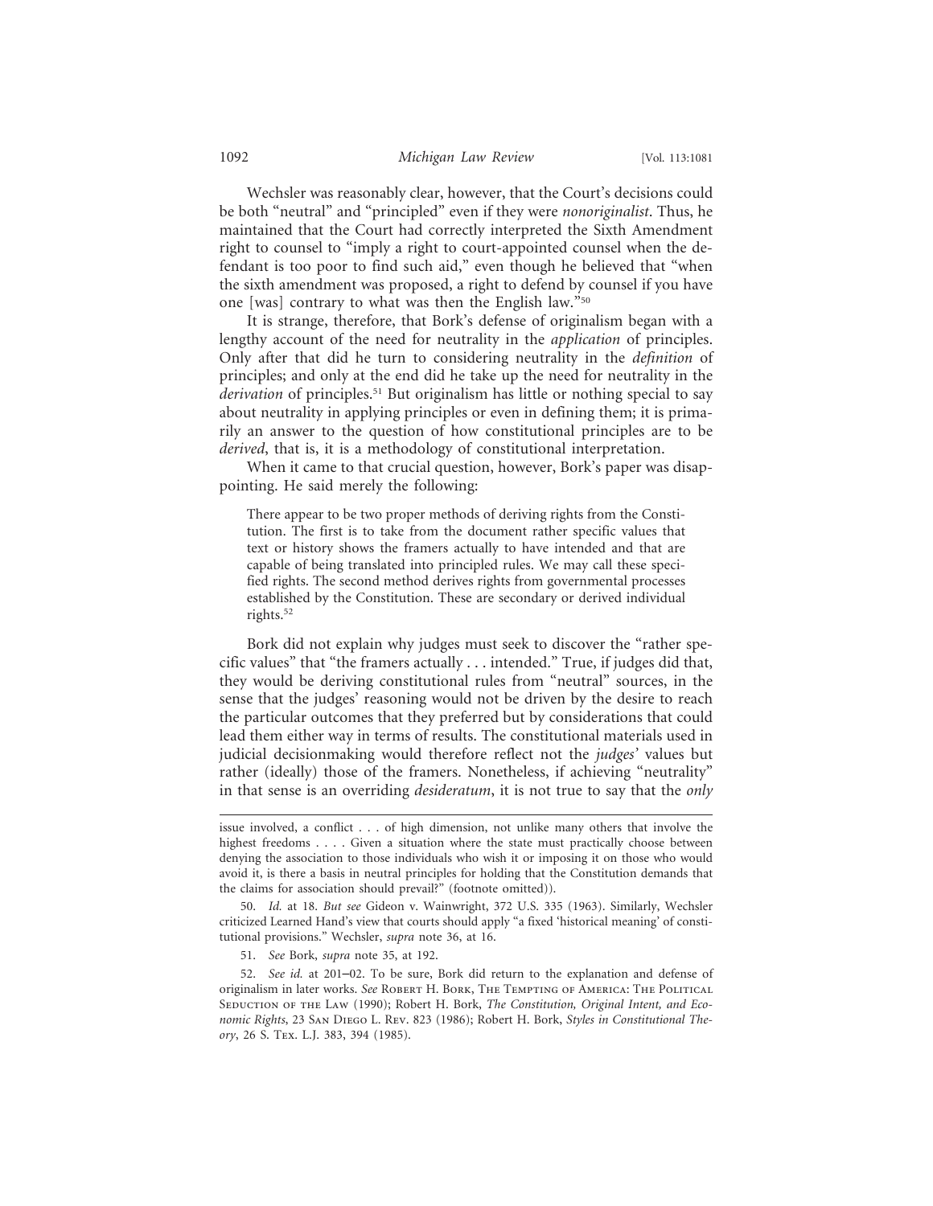Wechsler was reasonably clear, however, that the Court's decisions could be both "neutral" and "principled" even if they were *nonoriginalist*. Thus, he maintained that the Court had correctly interpreted the Sixth Amendment right to counsel to "imply a right to court-appointed counsel when the defendant is too poor to find such aid," even though he believed that "when the sixth amendment was proposed, a right to defend by counsel if you have one [was] contrary to what was then the English law."[50]

It is strange, therefore, that Bork's defense of originalism began with a lengthy account of the need for neutrality in the *application* of principles. Only after that did he turn to considering neutrality in the *definition* of principles; and only at the end did he take up the need for neutrality in the *derivation* of principles.[51] But originalism has little or nothing special to say about neutrality in applying principles or even in defining them; it is primarily an answer to the question of how constitutional principles are to be *derived*, that is, it is a methodology of constitutional interpretation.

When it came to that crucial question, however, Bork's paper was disappointing. He said merely the following:

> There appear to be two proper methods of deriving rights from the Constitution. The first is to take from the document rather specific values that text or history shows the framers actually to have intended and that are capable of being translated into principled rules. We may call these specified rights. The second method derives rights from governmental processes established by the Constitution. These are secondary or derived individual rights.[52]

Bork did not explain why judges must seek to discover the "rather specific values" that "the framers actually . . . intended." True, if judges did that, they would be deriving constitutional rules from "neutral" sources, in the sense that the judges' reasoning would not be driven by the desire to reach the particular outcomes that they preferred but by considerations that could lead them either way in terms of results. The constitutional materials used in judicial decisionmaking would therefore reflect not the *judges'* values but rather (ideally) those of the framers. Nonetheless, if achieving "neutrality" in that sense is an overriding *desideratum*, it is not true to say that the *only*

---

issue involved, a conflict . . . of high dimension, not unlike many others that involve the highest freedoms . . . . Given a situation where the state must practically choose between denying the association to those individuals who wish it or imposing it on those who would avoid it, is there a basis in neutral principles for holding that the Constitution demands that the claims for association should prevail?" (footnote omitted)).

50. *Id.* at 18. *But see* Gideon v. Wainwright, 372 U.S. 335 (1963). Similarly, Wechsler criticized Learned Hand's view that courts should apply "a fixed 'historical meaning' of constitutional provisions." Wechsler, *supra* note 36, at 16.

51. *See* Bork, *supra* note 35, at 192.

52. *See id.* at 201–02. To be sure, Bork did return to the explanation and defense of originalism in later works. *See* Robert H. Bork, The Tempting of America: The Political Seduction of the Law (1990); Robert H. Bork, *The Constitution, Original Intent, and Economic Rights*, 23 San Diego L. Rev. 823 (1986); Robert H. Bork, *Styles in Constitutional Theory*, 26 S. Tex. L.J. 383, 394 (1985).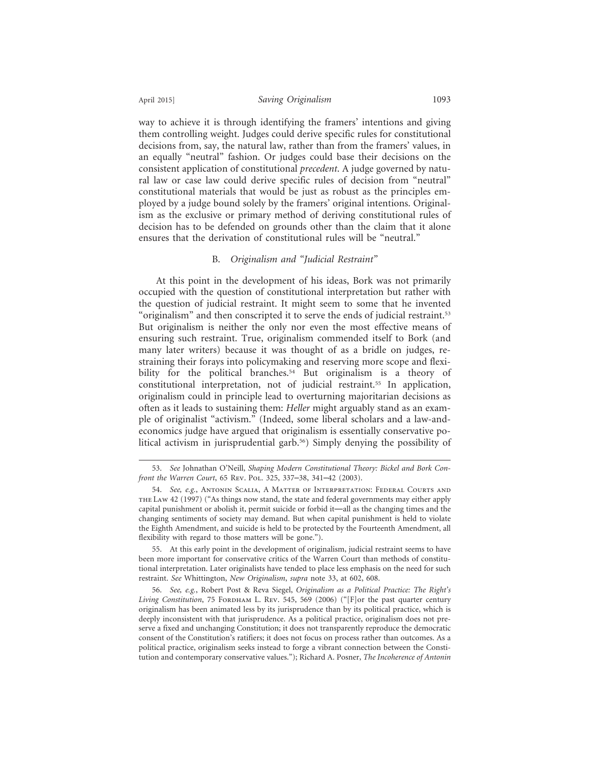way to achieve it is through identifying the framers' intentions and giving them controlling weight. Judges could derive specific rules for constitutional decisions from, say, the natural law, rather than from the framers' values, in an equally "neutral" fashion. Or judges could base their decisions on the consistent application of constitutional *precedent*. A judge governed by natural law or case law could derive specific rules of decision from "neutral" constitutional materials that would be just as robust as the principles employed by a judge bound solely by the framers' original intentions. Originalism as the exclusive or primary method of deriving constitutional rules of decision has to be defended on grounds other than the claim that it alone ensures that the derivation of constitutional rules will be "neutral."

### B. *Originalism and "Judicial Restraint"*

At this point in the development of his ideas, Bork was not primarily occupied with the question of constitutional interpretation but rather with the question of judicial restraint. It might seem to some that he invented "originalism" and then conscripted it to serve the ends of judicial restraint.[53] But originalism is neither the only nor even the most effective means of ensuring such restraint. True, originalism commended itself to Bork (and many later writers) because it was thought of as a bridle on judges, restraining their forays into policymaking and reserving more scope and flexibility for the political branches.[54] But originalism is a theory of constitutional interpretation, not of judicial restraint.[55] In application, originalism could in principle lead to overturning majoritarian decisions as often as it leads to sustaining them: *Heller* might arguably stand as an example of originalist "activism." (Indeed, some liberal scholars and a law-and-economics judge have argued that originalism is essentially conservative political activism in jurisprudential garb.[56]) Simply denying the possibility of

---

53. *See* Johnathan O'Neill, *Shaping Modern Constitutional Theory: Bickel and Bork Confront the Warren Court*, 65 Rev. Pol. 325, 337–38, 341–42 (2003).

54. *See, e.g.*, Antonin Scalia, A Matter of Interpretation: Federal Courts and the Law 42 (1997) ("As things now stand, the state and federal governments may either apply capital punishment or abolish it, permit suicide or forbid it—all as the changing times and the changing sentiments of society may demand. But when capital punishment is held to violate the Eighth Amendment, and suicide is held to be protected by the Fourteenth Amendment, all flexibility with regard to those matters will be gone.").

55. At this early point in the development of originalism, judicial restraint seems to have been more important for conservative critics of the Warren Court than methods of constitutional interpretation. Later originalists have tended to place less emphasis on the need for such restraint. *See* Whittington, *New Originalism*, *supra* note 33, at 602, 608.

56. *See, e.g.*, Robert Post & Reva Siegel, *Originalism as a Political Practice: The Right's Living Constitution*, 75 Fordham L. Rev. 545, 569 (2006) ("[F]or the past quarter century originalism has been animated less by its jurisprudence than by its political practice, which is deeply inconsistent with that jurisprudence. As a political practice, originalism does not preserve a fixed and unchanging Constitution; it does not transparently reproduce the democratic consent of the Constitution's ratifiers; it does not focus on process rather than outcomes. As a political practice, originalism seeks instead to forge a vibrant connection between the Constitution and contemporary conservative values."); Richard A. Posner, *The Incoherence of Antonin*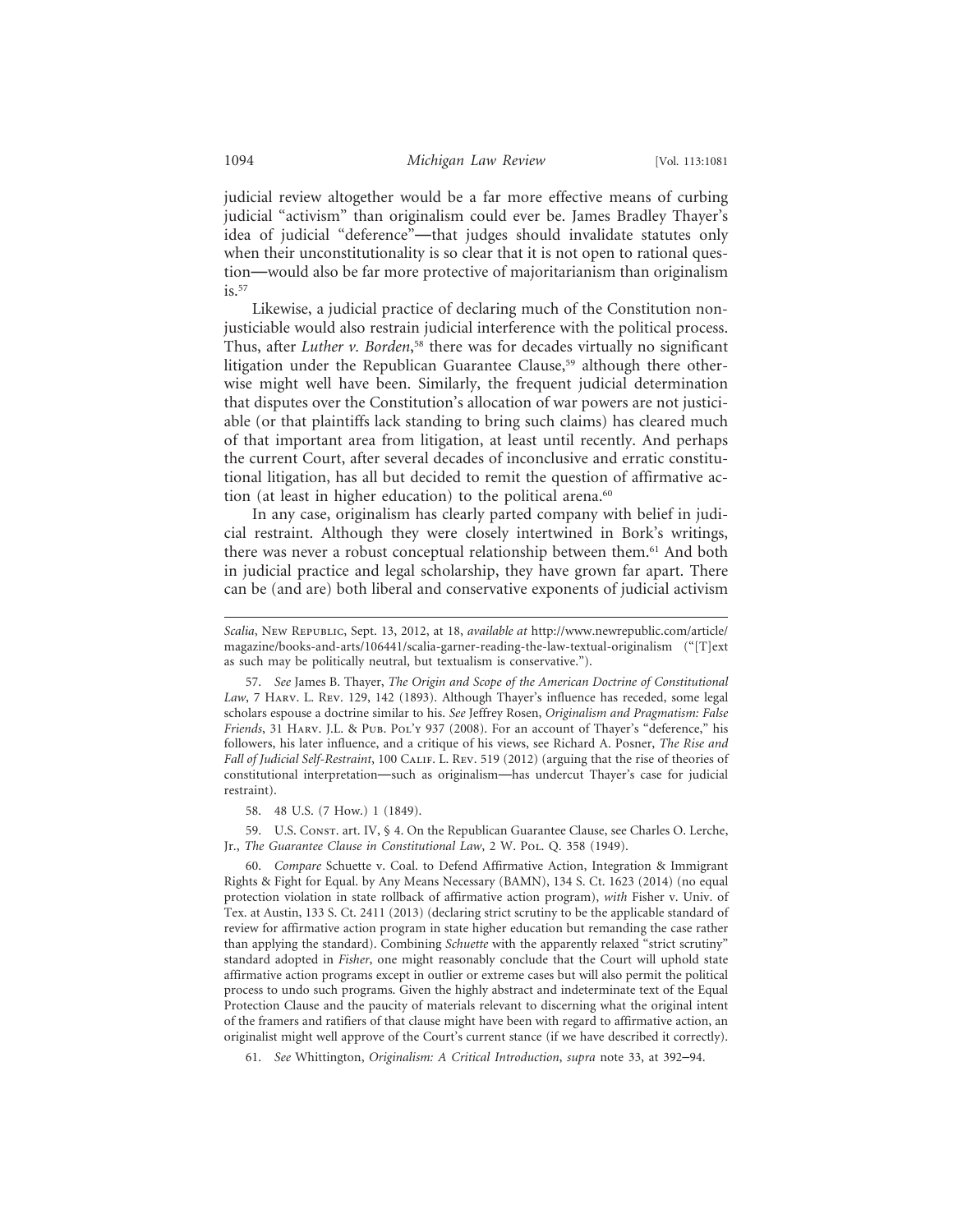judicial review altogether would be a far more effective means of curbing judicial "activism" than originalism could ever be. James Bradley Thayer's idea of judicial "deference"—that judges should invalidate statutes only when their unconstitutionality is so clear that it is not open to rational question—would also be far more protective of majoritarianism than originalism is.[57]

Likewise, a judicial practice of declaring much of the Constitution nonjusticiable would also restrain judicial interference with the political process. Thus, after *Luther v. Borden*,[58] there was for decades virtually no significant litigation under the Republican Guarantee Clause,[59] although there otherwise might well have been. Similarly, the frequent judicial determination that disputes over the Constitution's allocation of war powers are not justiciable (or that plaintiffs lack standing to bring such claims) has cleared much of that important area from litigation, at least until recently. And perhaps the current Court, after several decades of inconclusive and erratic constitutional litigation, has all but decided to remit the question of affirmative action (at least in higher education) to the political arena.[60]

In any case, originalism has clearly parted company with belief in judicial restraint. Although they were closely intertwined in Bork's writings, there was never a robust conceptual relationship between them.[61] And both in judicial practice and legal scholarship, they have grown far apart. There can be (and are) both liberal and conservative exponents of judicial activism

---

*Scalia*, New Republic, Sept. 13, 2012, at 18, *available at* http://www.newrepublic.com/article/magazine/books-and-arts/106441/scalia-garner-reading-the-law-textual-originalism ("[T]ext as such may be politically neutral, but textualism is conservative.").

57. *See* James B. Thayer, *The Origin and Scope of the American Doctrine of Constitutional Law*, 7 Harv. L. Rev. 129, 142 (1893). Although Thayer's influence has receded, some legal scholars espouse a doctrine similar to his. *See* Jeffrey Rosen, *Originalism and Pragmatism: False Friends*, 31 Harv. J.L. & Pub. Pol'y 937 (2008). For an account of Thayer's "deference," his followers, his later influence, and a critique of his views, see Richard A. Posner, *The Rise and Fall of Judicial Self-Restraint*, 100 Calif. L. Rev. 519 (2012) (arguing that the rise of theories of constitutional interpretation—such as originalism—has undercut Thayer's case for judicial restraint).

58. 48 U.S. (7 How.) 1 (1849).

59. U.S. Const. art. IV, § 4. On the Republican Guarantee Clause, see Charles O. Lerche, Jr., *The Guarantee Clause in Constitutional Law*, 2 W. Pol. Q. 358 (1949).

60. *Compare* Schuette v. Coal. to Defend Affirmative Action, Integration & Immigrant Rights & Fight for Equal. by Any Means Necessary (BAMN), 134 S. Ct. 1623 (2014) (no equal protection violation in state rollback of affirmative action program), *with* Fisher v. Univ. of Tex. at Austin, 133 S. Ct. 2411 (2013) (declaring strict scrutiny to be the applicable standard of review for affirmative action program in state higher education but remanding the case rather than applying the standard). Combining *Schuette* with the apparently relaxed "strict scrutiny" standard adopted in *Fisher*, one might reasonably conclude that the Court will uphold state affirmative action programs except in outlier or extreme cases but will also permit the political process to undo such programs. Given the highly abstract and indeterminate text of the Equal Protection Clause and the paucity of materials relevant to discerning what the original intent of the framers and ratifiers of that clause might have been with regard to affirmative action, an originalist might well approve of the Court's current stance (if we have described it correctly).

61. *See* Whittington, *Originalism: A Critical Introduction*, *supra* note 33, at 392–94.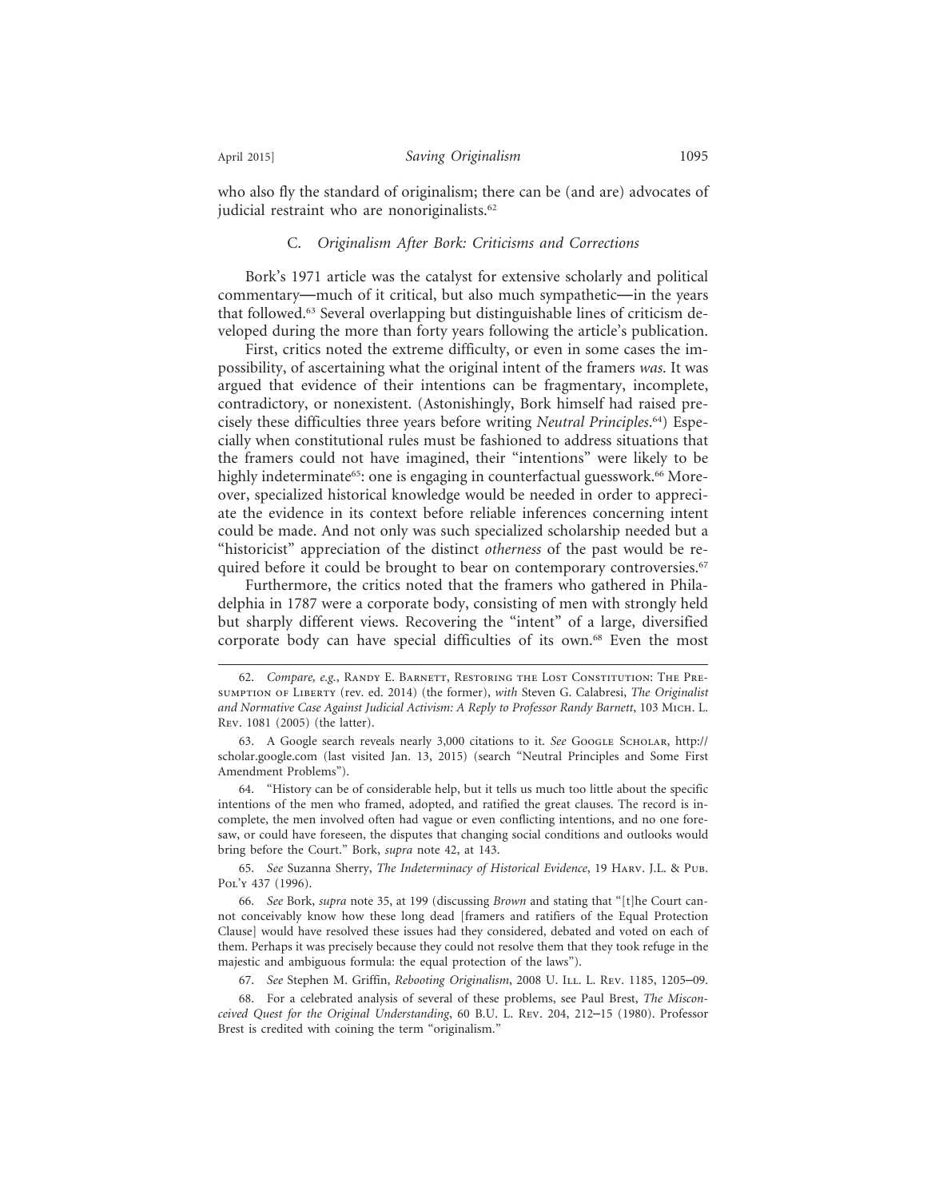who also fly the standard of originalism; there can be (and are) advocates of judicial restraint who are nonoriginalists.[62]

### C. *Originalism After Bork: Criticisms and Corrections*

Bork's 1971 article was the catalyst for extensive scholarly and political commentary—much of it critical, but also much sympathetic—in the years that followed.[63] Several overlapping but distinguishable lines of criticism developed during the more than forty years following the article's publication.

First, critics noted the extreme difficulty, or even in some cases the impossibility, of ascertaining what the original intent of the framers *was*. It was argued that evidence of their intentions can be fragmentary, incomplete, contradictory, or nonexistent. (Astonishingly, Bork himself had raised precisely these difficulties three years before writing *Neutral Principles*.[64]) Especially when constitutional rules must be fashioned to address situations that the framers could not have imagined, their "intentions" were likely to be highly indeterminate[65]: one is engaging in counterfactual guesswork.[66] Moreover, specialized historical knowledge would be needed in order to appreciate the evidence in its context before reliable inferences concerning intent could be made. And not only was such specialized scholarship needed but a "historicist" appreciation of the distinct *otherness* of the past would be required before it could be brought to bear on contemporary controversies.[67]

Furthermore, the critics noted that the framers who gathered in Philadelphia in 1787 were a corporate body, consisting of men with strongly held but sharply different views. Recovering the "intent" of a large, diversified corporate body can have special difficulties of its own.[68] Even the most

---

62. *Compare, e.g.*, Randy E. Barnett, Restoring the Lost Constitution: The Presumption of Liberty (rev. ed. 2014) (the former), *with* Steven G. Calabresi, *The Originalist and Normative Case Against Judicial Activism: A Reply to Professor Randy Barnett*, 103 Mich. L. Rev. 1081 (2005) (the latter).

63. A Google search reveals nearly 3,000 citations to it. *See* Google Scholar, http://scholar.google.com (last visited Jan. 13, 2015) (search "Neutral Principles and Some First Amendment Problems").

64. "History can be of considerable help, but it tells us much too little about the specific intentions of the men who framed, adopted, and ratified the great clauses. The record is incomplete, the men involved often had vague or even conflicting intentions, and no one foresaw, or could have foreseen, the disputes that changing social conditions and outlooks would bring before the Court." Bork, *supra* note 42, at 143.

65. *See* Suzanna Sherry, *The Indeterminacy of Historical Evidence*, 19 Harv. J.L. & Pub. Pol'y 437 (1996).

66. *See* Bork, *supra* note 35, at 199 (discussing *Brown* and stating that "[t]he Court cannot conceivably know how these long dead [framers and ratifiers of the Equal Protection Clause] would have resolved these issues had they considered, debated and voted on each of them. Perhaps it was precisely because they could not resolve them that they took refuge in the majestic and ambiguous formula: the equal protection of the laws").

67. *See* Stephen M. Griffin, *Rebooting Originalism*, 2008 U. Ill. L. Rev. 1185, 1205–09.

68. For a celebrated analysis of several of these problems, see Paul Brest, *The Misconceived Quest for the Original Understanding*, 60 B.U. L. Rev. 204, 212–15 (1980). Professor Brest is credited with coining the term "originalism."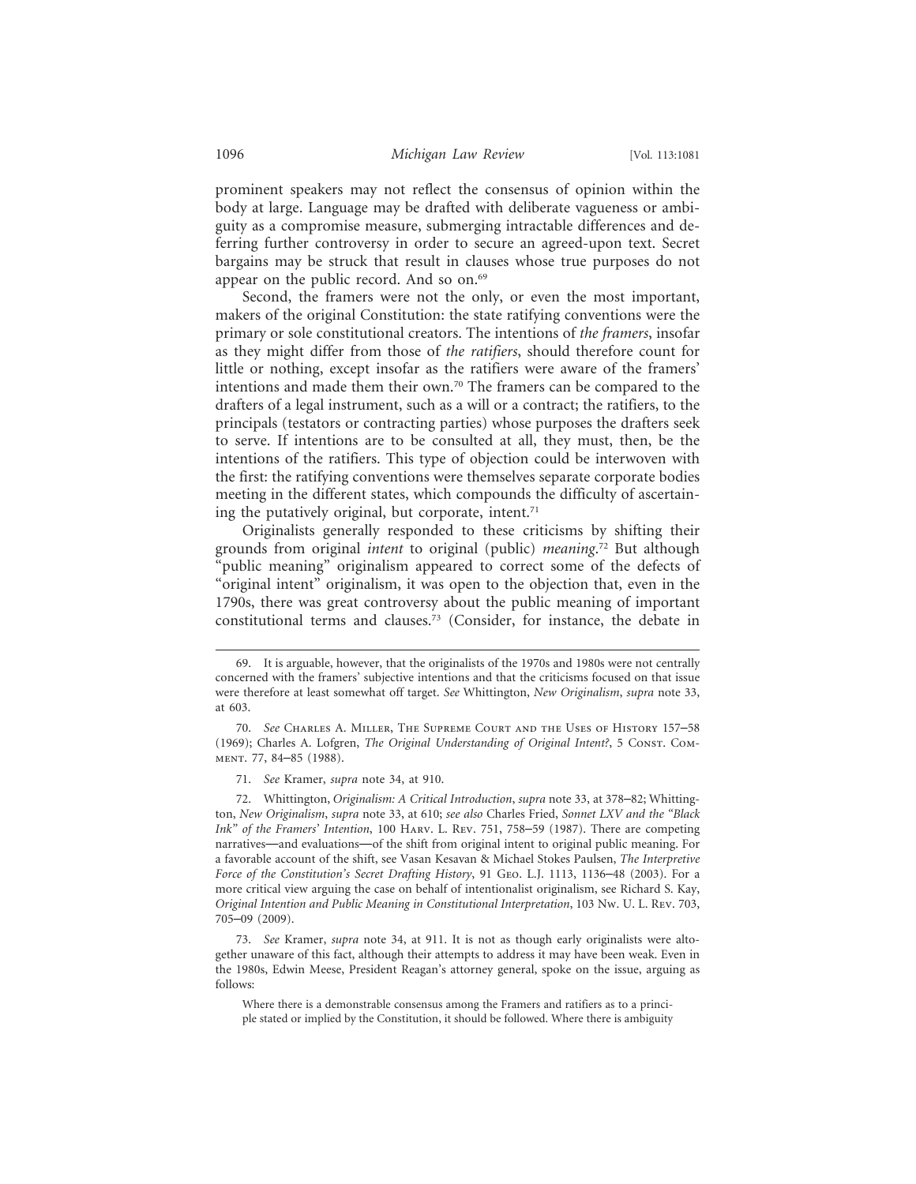prominent speakers may not reflect the consensus of opinion within the body at large. Language may be drafted with deliberate vagueness or ambiguity as a compromise measure, submerging intractable differences and deferring further controversy in order to secure an agreed-upon text. Secret bargains may be struck that result in clauses whose true purposes do not appear on the public record. And so on.[69]

Second, the framers were not the only, or even the most important, makers of the original Constitution: the state ratifying conventions were the primary or sole constitutional creators. The intentions of *the framers*, insofar as they might differ from those of *the ratifiers*, should therefore count for little or nothing, except insofar as the ratifiers were aware of the framers' intentions and made them their own.[70] The framers can be compared to the drafters of a legal instrument, such as a will or a contract; the ratifiers, to the principals (testators or contracting parties) whose purposes the drafters seek to serve. If intentions are to be consulted at all, they must, then, be the intentions of the ratifiers. This type of objection could be interwoven with the first: the ratifying conventions were themselves separate corporate bodies meeting in the different states, which compounds the difficulty of ascertaining the putatively original, but corporate, intent.[71]

Originalists generally responded to these criticisms by shifting their grounds from original *intent* to original (public) *meaning*.[72] But although "public meaning" originalism appeared to correct some of the defects of "original intent" originalism, it was open to the objection that, even in the 1790s, there was great controversy about the public meaning of important constitutional terms and clauses.[73] (Consider, for instance, the debate in

---

69. It is arguable, however, that the originalists of the 1970s and 1980s were not centrally concerned with the framers' subjective intentions and that the criticisms focused on that issue were therefore at least somewhat off target. *See* Whittington, *New Originalism*, *supra* note 33, at 603.

70. *See* Charles A. Miller, The Supreme Court and the Uses of History 157–58 (1969); Charles A. Lofgren, *The Original Understanding of Original Intent?*, 5 Const. Comment. 77, 84–85 (1988).

71. *See* Kramer, *supra* note 34, at 910.

72. Whittington, *Originalism: A Critical Introduction*, *supra* note 33, at 378–82; Whittington, *New Originalism*, *supra* note 33, at 610; *see also* Charles Fried, *Sonnet LXV and the "Black Ink" of the Framers' Intention*, 100 Harv. L. Rev. 751, 758–59 (1987). There are competing narratives—and evaluations—of the shift from original intent to original public meaning. For a favorable account of the shift, see Vasan Kesavan & Michael Stokes Paulsen, *The Interpretive Force of the Constitution's Secret Drafting History*, 91 Geo. L.J. 1113, 1136–48 (2003). For a more critical view arguing the case on behalf of intentionalist originalism, see Richard S. Kay, *Original Intention and Public Meaning in Constitutional Interpretation*, 103 Nw. U. L. Rev. 703, 705–09 (2009).

73. *See* Kramer, *supra* note 34, at 911. It is not as though early originalists were altogether unaware of this fact, although their attempts to address it may have been weak. Even in the 1980s, Edwin Meese, President Reagan's attorney general, spoke on the issue, arguing as follows:

> Where there is a demonstrable consensus among the Framers and ratifiers as to a principle stated or implied by the Constitution, it should be followed. Where there is ambiguity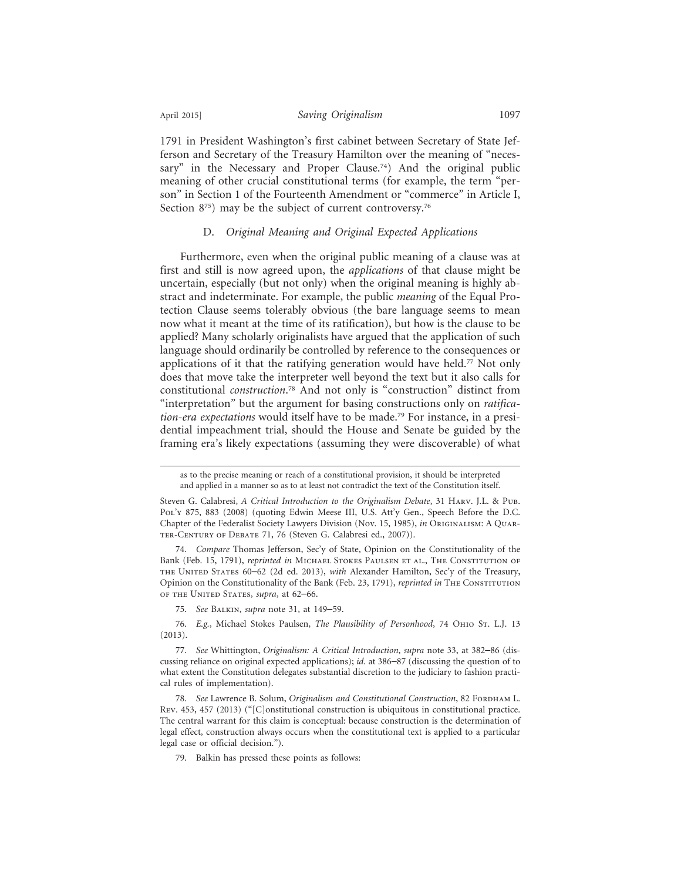1791 in President Washington's first cabinet between Secretary of State Jefferson and Secretary of the Treasury Hamilton over the meaning of "necessary" in the Necessary and Proper Clause.[74]) And the original public meaning of other crucial constitutional terms (for example, the term "person" in Section 1 of the Fourteenth Amendment or "commerce" in Article I, Section 8[75]) may be the subject of current controversy.[76]

### D. *Original Meaning and Original Expected Applications*

Furthermore, even when the original public meaning of a clause was at first and still is now agreed upon, the *applications* of that clause might be uncertain, especially (but not only) when the original meaning is highly abstract and indeterminate. For example, the public *meaning* of the Equal Protection Clause seems tolerably obvious (the bare language seems to mean now what it meant at the time of its ratification), but how is the clause to be applied? Many scholarly originalists have argued that the application of such language should ordinarily be controlled by reference to the consequences or applications of it that the ratifying generation would have held.[77] Not only does that move take the interpreter well beyond the text but it also calls for constitutional *construction*.[78] And not only is "construction" distinct from "interpretation" but the argument for basing constructions only on *ratification-era expectations* would itself have to be made.[79] For instance, in a presidential impeachment trial, should the House and Senate be guided by the framing era's likely expectations (assuming they were discoverable) of what

---

as to the precise meaning or reach of a constitutional provision, it should be interpreted and applied in a manner so as to at least not contradict the text of the Constitution itself.

Steven G. Calabresi, *A Critical Introduction to the Originalism Debate*, 31 Harv. J.L. & Pub. Pol'y 875, 883 (2008) (quoting Edwin Meese III, U.S. Att'y Gen., Speech Before the D.C. Chapter of the Federalist Society Lawyers Division (Nov. 15, 1985), *in* Originalism: A Quarter-Century of Debate 71, 76 (Steven G. Calabresi ed., 2007)).

74. *Compare* Thomas Jefferson, Sec'y of State, Opinion on the Constitutionality of the Bank (Feb. 15, 1791), *reprinted in* Michael Stokes Paulsen et al., The Constitution of the United States 60–62 (2d ed. 2013), *with* Alexander Hamilton, Sec'y of the Treasury, Opinion on the Constitutionality of the Bank (Feb. 23, 1791), *reprinted in* The Constitution of the United States, *supra*, at 62–66.

75. *See* Balkin, *supra* note 31, at 149–59.

76. *E.g.*, Michael Stokes Paulsen, *The Plausibility of Personhood*, 74 Ohio St. L.J. 13 (2013).

77. *See* Whittington, *Originalism: A Critical Introduction*, *supra* note 33, at 382–86 (discussing reliance on original expected applications); *id.* at 386–87 (discussing the question of to what extent the Constitution delegates substantial discretion to the judiciary to fashion practical rules of implementation).

78. *See* Lawrence B. Solum, *Originalism and Constitutional Construction*, 82 Fordham L. Rev. 453, 457 (2013) ("[C]onstitutional construction is ubiquitous in constitutional practice. The central warrant for this claim is conceptual: because construction is the determination of legal effect, construction always occurs when the constitutional text is applied to a particular legal case or official decision.").

79. Balkin has pressed these points as follows: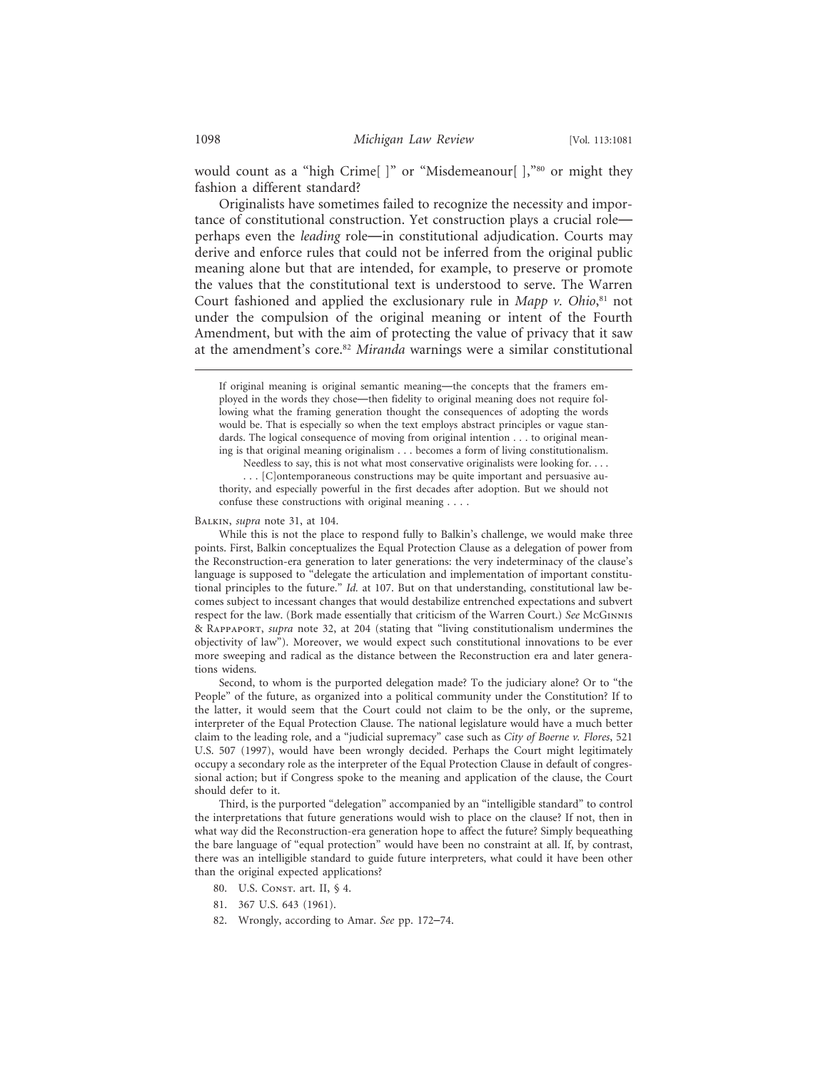would count as a "high Crime[ ]" or "Misdemeanour[ ],"[80] or might they fashion a different standard?

Originalists have sometimes failed to recognize the necessity and importance of constitutional construction. Yet construction plays a crucial role—perhaps even the *leading* role—in constitutional adjudication. Courts may derive and enforce rules that could not be inferred from the original public meaning alone but that are intended, for example, to preserve or promote the values that the constitutional text is understood to serve. The Warren Court fashioned and applied the exclusionary rule in *Mapp v. Ohio*,[81] not under the compulsion of the original meaning or intent of the Fourth Amendment, but with the aim of protecting the value of privacy that it saw at the amendment's core.[82] *Miranda* warnings were a similar constitutional

---

> If original meaning is original semantic meaning—the concepts that the framers employed in the words they chose—then fidelity to original meaning does not require following what the framing generation thought the consequences of adopting the words would be. That is especially so when the text employs abstract principles or vague standards. The logical consequence of moving from original intention . . . to original meaning is that original meaning originalism . . . becomes a form of living constitutionalism.
>
> Needless to say, this is not what most conservative originalists were looking for. . . .
>
> . . . [C]ontemporaneous constructions may be quite important and persuasive authority, and especially powerful in the first decades after adoption. But we should not confuse these constructions with original meaning . . . .

Balkin, *supra* note 31, at 104.

While this is not the place to respond fully to Balkin's challenge, we would make three points. First, Balkin conceptualizes the Equal Protection Clause as a delegation of power from the Reconstruction-era generation to later generations: the very indeterminacy of the clause's language is supposed to "delegate the articulation and implementation of important constitutional principles to the future." *Id.* at 107. But on that understanding, constitutional law becomes subject to incessant changes that would destabilize entrenched expectations and subvert respect for the law. (Bork made essentially that criticism of the Warren Court.) *See* McGinnis & Rappaport, *supra* note 32, at 204 (stating that "living constitutionalism undermines the objectivity of law"). Moreover, we would expect such constitutional innovations to be ever more sweeping and radical as the distance between the Reconstruction era and later generations widens.

Second, to whom is the purported delegation made? To the judiciary alone? Or to "the People" of the future, as organized into a political community under the Constitution? If to the latter, it would seem that the Court could not claim to be the only, or the supreme, interpreter of the Equal Protection Clause. The national legislature would have a much better claim to the leading role, and a "judicial supremacy" case such as *City of Boerne v. Flores*, 521 U.S. 507 (1997), would have been wrongly decided. Perhaps the Court might legitimately occupy a secondary role as the interpreter of the Equal Protection Clause in default of congressional action; but if Congress spoke to the meaning and application of the clause, the Court should defer to it.

Third, is the purported "delegation" accompanied by an "intelligible standard" to control the interpretations that future generations would wish to place on the clause? If not, then in what way did the Reconstruction-era generation hope to affect the future? Simply bequeathing the bare language of "equal protection" would have been no constraint at all. If, by contrast, there was an intelligible standard to guide future interpreters, what could it have been other than the original expected applications?

80. U.S. Const. art. II, § 4.

81. 367 U.S. 643 (1961).

82. Wrongly, according to Amar. *See* pp. 172–74.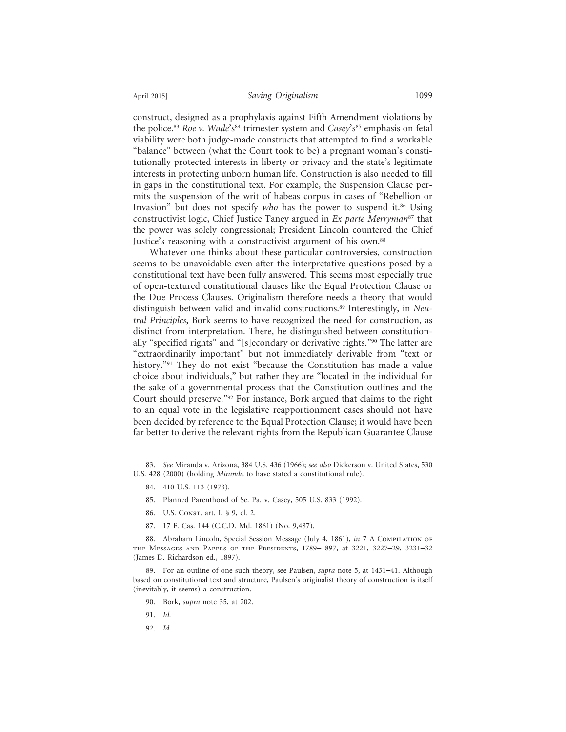construct, designed as a prophylaxis against Fifth Amendment violations by the police.[83] *Roe v. Wade*'s[84] trimester system and *Casey*'s[85] emphasis on fetal viability were both judge-made constructs that attempted to find a workable "balance" between (what the Court took to be) a pregnant woman's constitutionally protected interests in liberty or privacy and the state's legitimate interests in protecting unborn human life. Construction is also needed to fill in gaps in the constitutional text. For example, the Suspension Clause permits the suspension of the writ of habeas corpus in cases of "Rebellion or Invasion" but does not specify *who* has the power to suspend it.[86] Using constructivist logic, Chief Justice Taney argued in *Ex parte Merryman*[87] that the power was solely congressional; President Lincoln countered the Chief Justice's reasoning with a constructivist argument of his own.[88]

Whatever one thinks about these particular controversies, construction seems to be unavoidable even after the interpretative questions posed by a constitutional text have been fully answered. This seems most especially true of open-textured constitutional clauses like the Equal Protection Clause or the Due Process Clauses. Originalism therefore needs a theory that would distinguish between valid and invalid constructions.[89] Interestingly, in *Neutral Principles*, Bork seems to have recognized the need for construction, as distinct from interpretation. There, he distinguished between constitutionally "specified rights" and "[s]econdary or derivative rights."[90] The latter are "extraordinarily important" but not immediately derivable from "text or history."[91] They do not exist "because the Constitution has made a value choice about individuals," but rather they are "located in the individual for the sake of a governmental process that the Constitution outlines and the Court should preserve."[92] For instance, Bork argued that claims to the right to an equal vote in the legislative reapportionment cases should not have been decided by reference to the Equal Protection Clause; it would have been far better to derive the relevant rights from the Republican Guarantee Clause

---

83. *See* Miranda v. Arizona, 384 U.S. 436 (1966); *see also* Dickerson v. United States, 530 U.S. 428 (2000) (holding *Miranda* to have stated a constitutional rule).

84. 410 U.S. 113 (1973).

85. Planned Parenthood of Se. Pa. v. Casey, 505 U.S. 833 (1992).

86. U.S. Const. art. I, § 9, cl. 2.

87. 17 F. Cas. 144 (C.C.D. Md. 1861) (No. 9,487).

88. Abraham Lincoln, Special Session Message (July 4, 1861), *in* 7 A Compilation of the Messages and Papers of the Presidents, 1789–1897, at 3221, 3227–29, 3231–32 (James D. Richardson ed., 1897).

89. For an outline of one such theory, see Paulsen, *supra* note 5, at 1431–41. Although based on constitutional text and structure, Paulsen's originalist theory of construction is itself (inevitably, it seems) a construction.

90. Bork, *supra* note 35, at 202.

91. *Id.*

92. *Id.*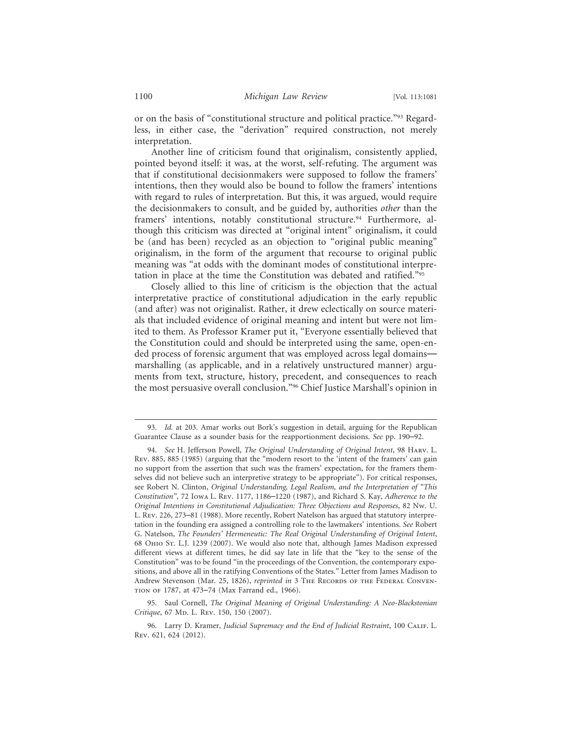or on the basis of "constitutional structure and political practice."[93] Regardless, in either case, the "derivation" required construction, not merely interpretation.

Another line of criticism found that originalism, consistently applied, pointed beyond itself: it was, at the worst, self-refuting. The argument was that if constitutional decisionmakers were supposed to follow the framers' intentions, then they would also be bound to follow the framers' intentions with regard to rules of interpretation. But this, it was argued, would require the decisionmakers to consult, and be guided by, authorities *other* than the framers' intentions, notably constitutional structure.[94] Furthermore, although this criticism was directed at "original intent" originalism, it could be (and has been) recycled as an objection to "original public meaning" originalism, in the form of the argument that recourse to original public meaning was "at odds with the dominant modes of constitutional interpretation in place at the time the Constitution was debated and ratified."[95]

Closely allied to this line of criticism is the objection that the actual interpretative practice of constitutional adjudication in the early republic (and after) was not originalist. Rather, it drew eclectically on source materials that included evidence of original meaning and intent but were not limited to them. As Professor Kramer put it, "Everyone essentially believed that the Constitution could and should be interpreted using the same, open-ended process of forensic argument that was employed across legal domains—marshalling (as applicable, and in a relatively unstructured manner) arguments from text, structure, history, precedent, and consequences to reach the most persuasive overall conclusion."[96] Chief Justice Marshall's opinion in

---

93. *Id.* at 203. Amar works out Bork's suggestion in detail, arguing for the Republican Guarantee Clause as a sounder basis for the reapportionment decisions. *See* pp. 190–92.

94. *See* H. Jefferson Powell, *The Original Understanding of Original Intent*, 98 Harv. L. Rev. 885, 885 (1985) (arguing that the "modern resort to the 'intent of the framers' can gain no support from the assertion that such was the framers' expectation, for the framers themselves did not believe such an interpretive strategy to be appropriate"). For critical responses, see Robert N. Clinton, *Original Understanding, Legal Realism, and the Interpretation of "This Constitution"*, 72 Iowa L. Rev. 1177, 1186–1220 (1987), and Richard S. Kay, *Adherence to the Original Intentions in Constitutional Adjudication: Three Objections and Responses*, 82 Nw. U. L. Rev. 226, 273–81 (1988). More recently, Robert Natelson has argued that statutory interpretation in the founding era assigned a controlling role to the lawmakers' intentions. *See* Robert G. Natelson, *The Founders' Hermeneutic: The Real Original Understanding of Original Intent*, 68 Ohio St. L.J. 1239 (2007). We would also note that, although James Madison expressed different views at different times, he did say late in life that the "key to the sense of the Constitution" was to be found "in the proceedings of the Convention, the contemporary expositions, and above all in the ratifying Conventions of the States." Letter from James Madison to Andrew Stevenson (Mar. 25, 1826), *reprinted in* 3 The Records of the Federal Convention of 1787, at 473–74 (Max Farrand ed., 1966).

95. Saul Cornell, *The Original Meaning of Original Understanding: A Neo-Blackstonian Critique*, 67 Md. L. Rev. 150, 150 (2007).

96. Larry D. Kramer, *Judicial Supremacy and the End of Judicial Restraint*, 100 Calif. L. Rev. 621, 624 (2012).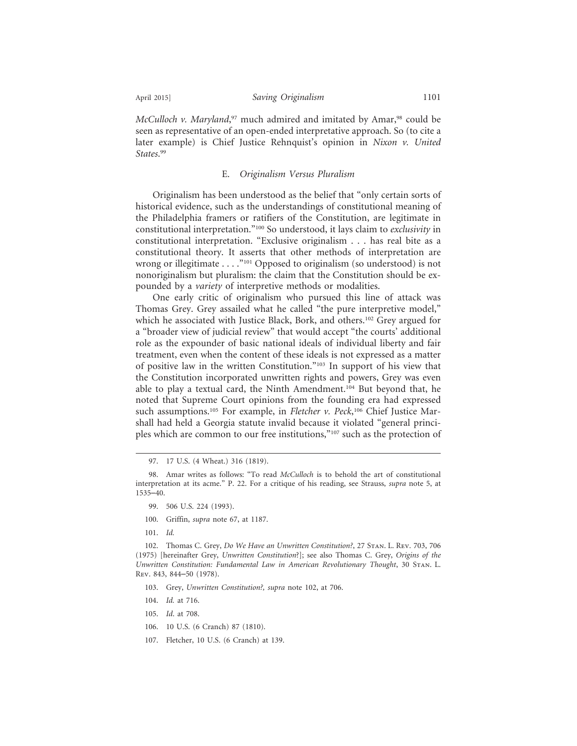*McCulloch v. Maryland*,[97] much admired and imitated by Amar,[98] could be seen as representative of an open-ended interpretative approach. So (to cite a later example) is Chief Justice Rehnquist's opinion in *Nixon v. United States*.[99]

### E. *Originalism Versus Pluralism*

Originalism has been understood as the belief that "only certain sorts of historical evidence, such as the understandings of constitutional meaning of the Philadelphia framers or ratifiers of the Constitution, are legitimate in constitutional interpretation."[100] So understood, it lays claim to *exclusivity* in constitutional interpretation. "Exclusive originalism . . . has real bite as a constitutional theory. It asserts that other methods of interpretation are wrong or illegitimate . . . ."[101] Opposed to originalism (so understood) is not nonoriginalism but pluralism: the claim that the Constitution should be expounded by a *variety* of interpretive methods or modalities.

One early critic of originalism who pursued this line of attack was Thomas Grey. Grey assailed what he called "the pure interpretive model," which he associated with Justice Black, Bork, and others.[102] Grey argued for a "broader view of judicial review" that would accept "the courts' additional role as the expounder of basic national ideals of individual liberty and fair treatment, even when the content of these ideals is not expressed as a matter of positive law in the written Constitution."[103] In support of his view that the Constitution incorporated unwritten rights and powers, Grey was even able to play a textual card, the Ninth Amendment.[104] But beyond that, he noted that Supreme Court opinions from the founding era had expressed such assumptions.[105] For example, in *Fletcher v. Peck*,[106] Chief Justice Marshall had held a Georgia statute invalid because it violated "general principles which are common to our free institutions,"[107] such as the protection of

---

97. 17 U.S. (4 Wheat.) 316 (1819).

98. Amar writes as follows: "To read *McCulloch* is to behold the art of constitutional interpretation at its acme." P. 22. For a critique of his reading, see Strauss, *supra* note 5, at 1535–40.

99. 506 U.S. 224 (1993).

100. Griffin, *supra* note 67, at 1187.

101. *Id.*

102. Thomas C. Grey, *Do We Have an Unwritten Constitution?*, 27 Stan. L. Rev. 703, 706 (1975) [hereinafter Grey, *Unwritten Constitution?*]; see also Thomas C. Grey, *Origins of the Unwritten Constitution: Fundamental Law in American Revolutionary Thought*, 30 Stan. L. Rev. 843, 844–50 (1978).

103. Grey, *Unwritten Constitution?*, *supra* note 102, at 706.

104. *Id.* at 716.

105. *Id*. at 708.

106. 10 U.S. (6 Cranch) 87 (1810).

107. Fletcher, 10 U.S. (6 Cranch) at 139.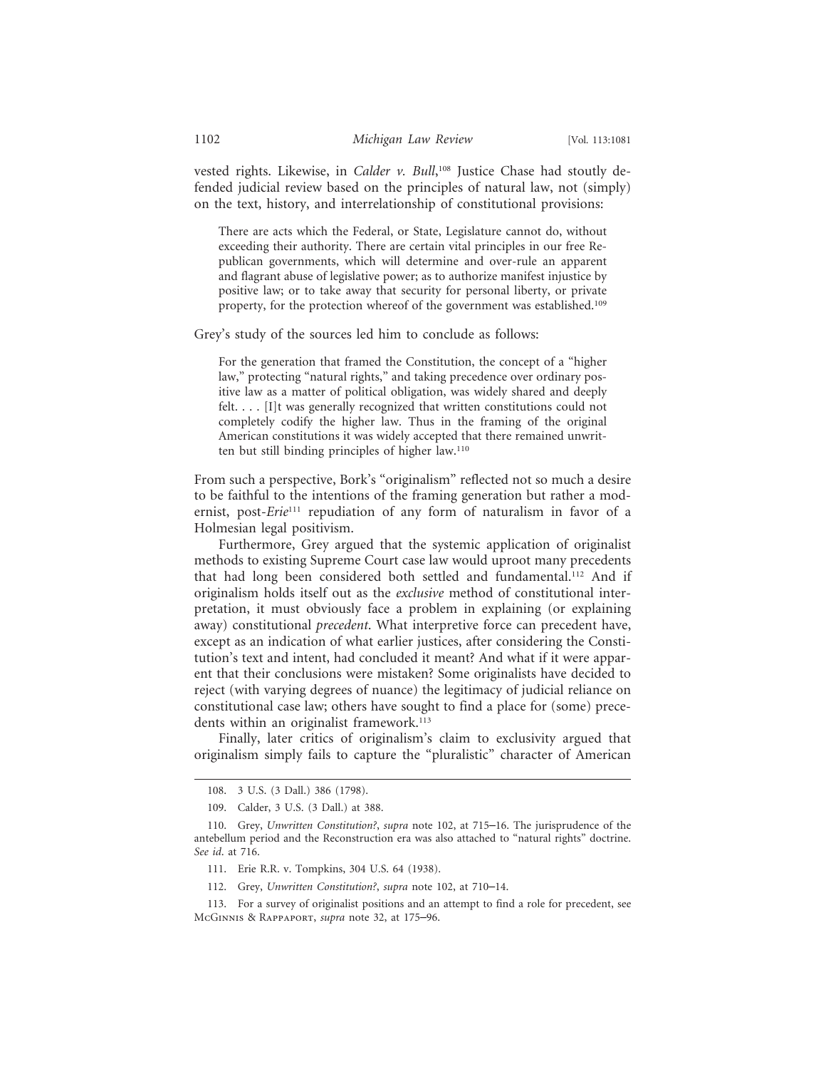vested rights. Likewise, in *Calder v. Bull*,[108] Justice Chase had stoutly defended judicial review based on the principles of natural law, not (simply) on the text, history, and interrelationship of constitutional provisions:

> There are acts which the Federal, or State, Legislature cannot do, without exceeding their authority. There are certain vital principles in our free Republican governments, which will determine and over-rule an apparent and flagrant abuse of legislative power; as to authorize manifest injustice by positive law; or to take away that security for personal liberty, or private property, for the protection whereof of the government was established.[109]

Grey's study of the sources led him to conclude as follows:

> For the generation that framed the Constitution, the concept of a "higher law," protecting "natural rights," and taking precedence over ordinary positive law as a matter of political obligation, was widely shared and deeply felt. . . . [I]t was generally recognized that written constitutions could not completely codify the higher law. Thus in the framing of the original American constitutions it was widely accepted that there remained unwritten but still binding principles of higher law.[110]

From such a perspective, Bork's "originalism" reflected not so much a desire to be faithful to the intentions of the framing generation but rather a modernist, post-*Erie*[111] repudiation of any form of naturalism in favor of a Holmesian legal positivism.

Furthermore, Grey argued that the systemic application of originalist methods to existing Supreme Court case law would uproot many precedents that had long been considered both settled and fundamental.[112] And if originalism holds itself out as the *exclusive* method of constitutional interpretation, it must obviously face a problem in explaining (or explaining away) constitutional *precedent*. What interpretive force can precedent have, except as an indication of what earlier justices, after considering the Constitution's text and intent, had concluded it meant? And what if it were apparent that their conclusions were mistaken? Some originalists have decided to reject (with varying degrees of nuance) the legitimacy of judicial reliance on constitutional case law; others have sought to find a place for (some) precedents within an originalist framework.[113]

Finally, later critics of originalism's claim to exclusivity argued that originalism simply fails to capture the "pluralistic" character of American

---

108. 3 U.S. (3 Dall.) 386 (1798).

109. Calder, 3 U.S. (3 Dall.) at 388.

110. Grey, *Unwritten Constitution?*, *supra* note 102, at 715–16. The jurisprudence of the antebellum period and the Reconstruction era was also attached to "natural rights" doctrine. *See id.* at 716.

111. Erie R.R. v. Tompkins, 304 U.S. 64 (1938).

112. Grey, *Unwritten Constitution?*, *supra* note 102, at 710–14.

113. For a survey of originalist positions and an attempt to find a role for precedent, see McGinnis & Rappaport, *supra* note 32, at 175–96.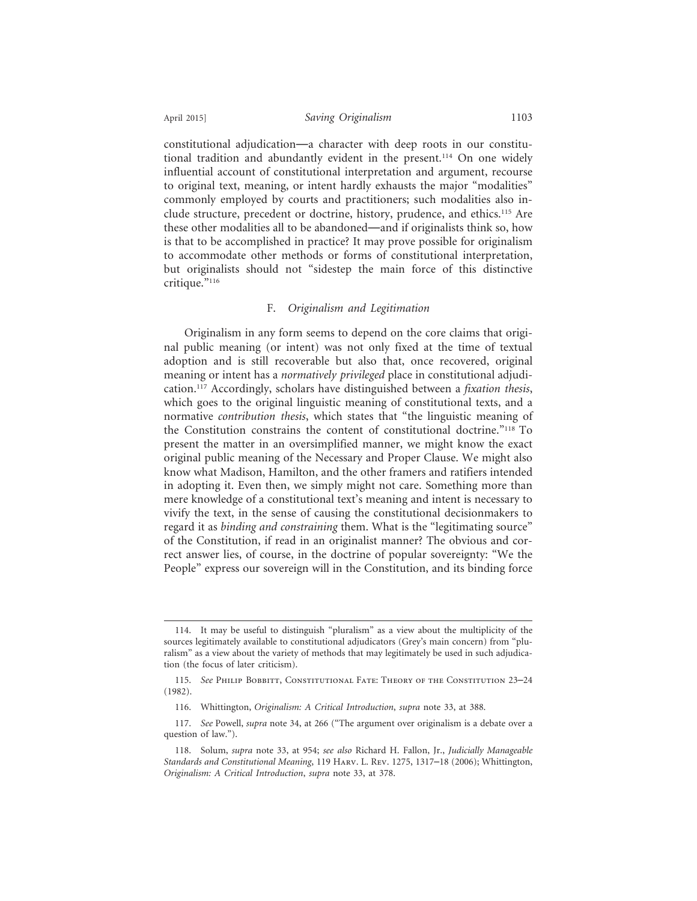constitutional adjudication—a character with deep roots in our constitutional tradition and abundantly evident in the present.[114] On one widely influential account of constitutional interpretation and argument, recourse to original text, meaning, or intent hardly exhausts the major "modalities" commonly employed by courts and practitioners; such modalities also include structure, precedent or doctrine, history, prudence, and ethics.[115] Are these other modalities all to be abandoned—and if originalists think so, how is that to be accomplished in practice? It may prove possible for originalism to accommodate other methods or forms of constitutional interpretation, but originalists should not "sidestep the main force of this distinctive critique."[116]

### F. *Originalism and Legitimation*

Originalism in any form seems to depend on the core claims that original public meaning (or intent) was not only fixed at the time of textual adoption and is still recoverable but also that, once recovered, original meaning or intent has a *normatively privileged* place in constitutional adjudication.[117] Accordingly, scholars have distinguished between a *fixation thesis*, which goes to the original linguistic meaning of constitutional texts, and a normative *contribution thesis*, which states that "the linguistic meaning of the Constitution constrains the content of constitutional doctrine."[118] To present the matter in an oversimplified manner, we might know the exact original public meaning of the Necessary and Proper Clause. We might also know what Madison, Hamilton, and the other framers and ratifiers intended in adopting it. Even then, we simply might not care. Something more than mere knowledge of a constitutional text's meaning and intent is necessary to vivify the text, in the sense of causing the constitutional decisionmakers to regard it as *binding and constraining* them. What is the "legitimating source" of the Constitution, if read in an originalist manner? The obvious and correct answer lies, of course, in the doctrine of popular sovereignty: "We the People" express our sovereign will in the Constitution, and its binding force

---

114. It may be useful to distinguish "pluralism" as a view about the multiplicity of the sources legitimately available to constitutional adjudicators (Grey's main concern) from "pluralism" as a view about the variety of methods that may legitimately be used in such adjudication (the focus of later criticism).

115. *See* Philip Bobbitt, Constitutional Fate: Theory of the Constitution 23–24 (1982).

116. Whittington, *Originalism: A Critical Introduction*, *supra* note 33, at 388.

117. *See* Powell, *supra* note 34, at 266 ("The argument over originalism is a debate over a question of law.").

118. Solum, *supra* note 33, at 954; *see also* Richard H. Fallon, Jr., *Judicially Manageable Standards and Constitutional Meaning*, 119 Harv. L. Rev. 1275, 1317–18 (2006); Whittington, *Originalism: A Critical Introduction*, *supra* note 33, at 378.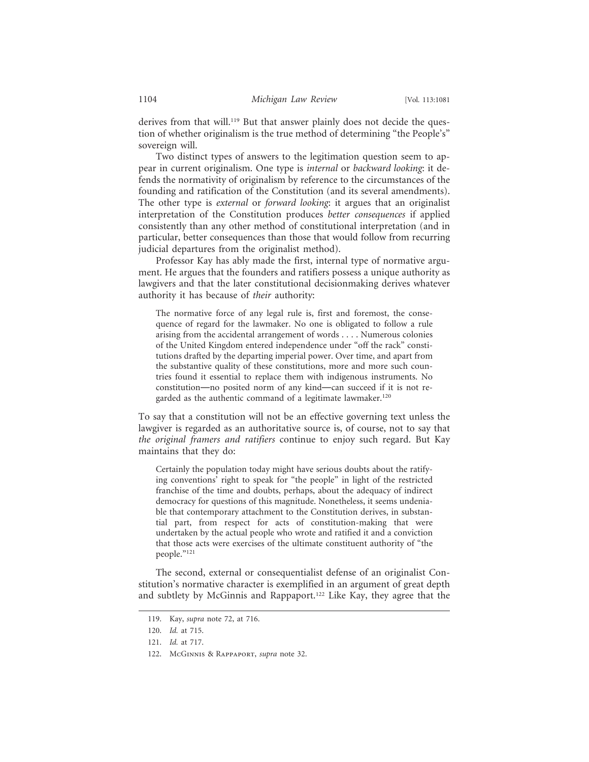derives from that will.[119] But that answer plainly does not decide the question of whether originalism is the true method of determining "the People's" sovereign will.

Two distinct types of answers to the legitimation question seem to appear in current originalism. One type is *internal* or *backward looking*: it defends the normativity of originalism by reference to the circumstances of the founding and ratification of the Constitution (and its several amendments). The other type is *external* or *forward looking*: it argues that an originalist interpretation of the Constitution produces *better consequences* if applied consistently than any other method of constitutional interpretation (and in particular, better consequences than those that would follow from recurring judicial departures from the originalist method).

Professor Kay has ably made the first, internal type of normative argument. He argues that the founders and ratifiers possess a unique authority as lawgivers and that the later constitutional decisionmaking derives whatever authority it has because of *their* authority:

> The normative force of any legal rule is, first and foremost, the consequence of regard for the lawmaker. No one is obligated to follow a rule arising from the accidental arrangement of words . . . . Numerous colonies of the United Kingdom entered independence under "off the rack" constitutions drafted by the departing imperial power. Over time, and apart from the substantive quality of these constitutions, more and more such countries found it essential to replace them with indigenous instruments. No constitution—no posited norm of any kind—can succeed if it is not regarded as the authentic command of a legitimate lawmaker.[120]

To say that a constitution will not be an effective governing text unless the lawgiver is regarded as an authoritative source is, of course, not to say that *the original framers and ratifiers* continue to enjoy such regard. But Kay maintains that they do:

> Certainly the population today might have serious doubts about the ratifying conventions' right to speak for "the people" in light of the restricted franchise of the time and doubts, perhaps, about the adequacy of indirect democracy for questions of this magnitude. Nonetheless, it seems undeniable that contemporary attachment to the Constitution derives, in substantial part, from respect for acts of constitution-making that were undertaken by the actual people who wrote and ratified it and a conviction that those acts were exercises of the ultimate constituent authority of "the people."[121]

The second, external or consequentialist defense of an originalist Constitution's normative character is exemplified in an argument of great depth and subtlety by McGinnis and Rappaport.[122] Like Kay, they agree that the

---

119. Kay, *supra* note 72, at 716.

120. *Id.* at 715.

121. *Id.* at 717.

122. McGinnis & Rappaport, *supra* note 32.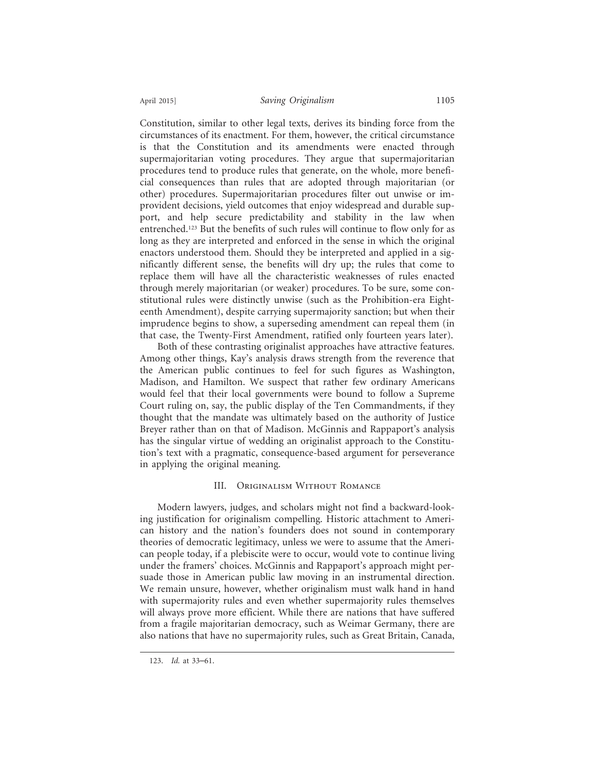Constitution, similar to other legal texts, derives its binding force from the circumstances of its enactment. For them, however, the critical circumstance is that the Constitution and its amendments were enacted through supermajoritarian voting procedures. They argue that supermajoritarian procedures tend to produce rules that generate, on the whole, more beneficial consequences than rules that are adopted through majoritarian (or other) procedures. Supermajoritarian procedures filter out unwise or improvident decisions, yield outcomes that enjoy widespread and durable support, and help secure predictability and stability in the law when entrenched.[123] But the benefits of such rules will continue to flow only for as long as they are interpreted and enforced in the sense in which the original enactors understood them. Should they be interpreted and applied in a significantly different sense, the benefits will dry up; the rules that come to replace them will have all the characteristic weaknesses of rules enacted through merely majoritarian (or weaker) procedures. To be sure, some constitutional rules were distinctly unwise (such as the Prohibition-era Eighteenth Amendment), despite carrying supermajority sanction; but when their imprudence begins to show, a superseding amendment can repeal them (in that case, the Twenty-First Amendment, ratified only fourteen years later).

Both of these contrasting originalist approaches have attractive features. Among other things, Kay's analysis draws strength from the reverence that the American public continues to feel for such figures as Washington, Madison, and Hamilton. We suspect that rather few ordinary Americans would feel that their local governments were bound to follow a Supreme Court ruling on, say, the public display of the Ten Commandments, if they thought that the mandate was ultimately based on the authority of Justice Breyer rather than on that of Madison. McGinnis and Rappaport's analysis has the singular virtue of wedding an originalist approach to the Constitution's text with a pragmatic, consequence-based argument for perseverance in applying the original meaning.

## III. Originalism Without Romance

Modern lawyers, judges, and scholars might not find a backward-looking justification for originalism compelling. Historic attachment to American history and the nation's founders does not sound in contemporary theories of democratic legitimacy, unless we were to assume that the American people today, if a plebiscite were to occur, would vote to continue living under the framers' choices. McGinnis and Rappaport's approach might persuade those in American public law moving in an instrumental direction. We remain unsure, however, whether originalism must walk hand in hand with supermajority rules and even whether supermajority rules themselves will always prove more efficient. While there are nations that have suffered from a fragile majoritarian democracy, such as Weimar Germany, there are also nations that have no supermajority rules, such as Great Britain, Canada,

---

123. *Id.* at 33–61.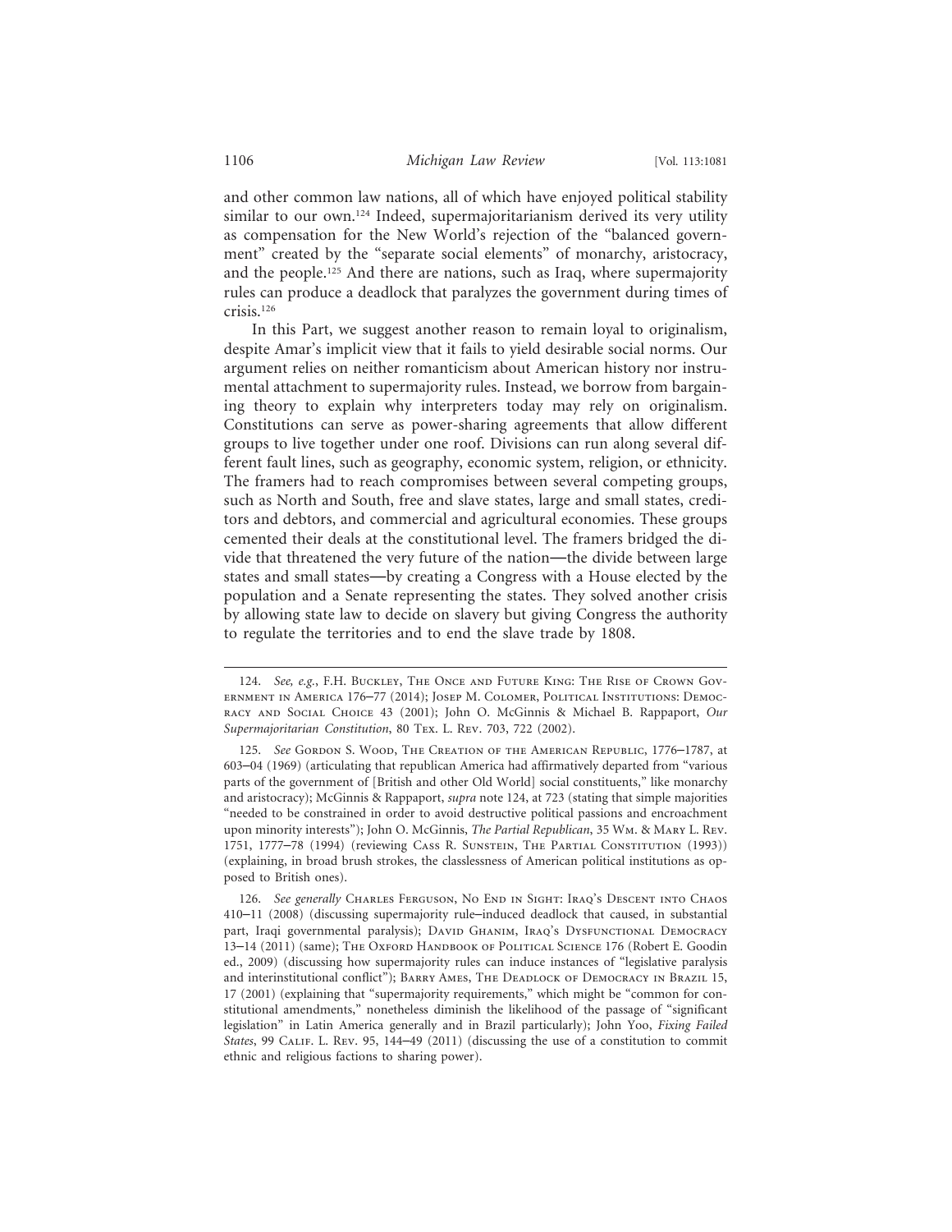and other common law nations, all of which have enjoyed political stability similar to our own.[124] Indeed, supermajoritarianism derived its very utility as compensation for the New World's rejection of the "balanced government" created by the "separate social elements" of monarchy, aristocracy, and the people.[125] And there are nations, such as Iraq, where supermajority rules can produce a deadlock that paralyzes the government during times of crisis.[126]

In this Part, we suggest another reason to remain loyal to originalism, despite Amar's implicit view that it fails to yield desirable social norms. Our argument relies on neither romanticism about American history nor instrumental attachment to supermajority rules. Instead, we borrow from bargaining theory to explain why interpreters today may rely on originalism. Constitutions can serve as power-sharing agreements that allow different groups to live together under one roof. Divisions can run along several different fault lines, such as geography, economic system, religion, or ethnicity. The framers had to reach compromises between several competing groups, such as North and South, free and slave states, large and small states, creditors and debtors, and commercial and agricultural economies. These groups cemented their deals at the constitutional level. The framers bridged the divide that threatened the very future of the nation—the divide between large states and small states—by creating a Congress with a House elected by the population and a Senate representing the states. They solved another crisis by allowing state law to decide on slavery but giving Congress the authority to regulate the territories and to end the slave trade by 1808.

---

124. *See, e.g.*, F.H. Buckley, The Once and Future King: The Rise of Crown Government in America 176–77 (2014); Josep M. Colomer, Political Institutions: Democracy and Social Choice 43 (2001); John O. McGinnis & Michael B. Rappaport, *Our Supermajoritarian Constitution*, 80 Tex. L. Rev. 703, 722 (2002).

125. *See* Gordon S. Wood, The Creation of the American Republic, 1776–1787, at 603–04 (1969) (articulating that republican America had affirmatively departed from "various parts of the government of [British and other Old World] social constituents," like monarchy and aristocracy); McGinnis & Rappaport, *supra* note 124, at 723 (stating that simple majorities "needed to be constrained in order to avoid destructive political passions and encroachment upon minority interests"); John O. McGinnis, *The Partial Republican*, 35 Wm. & Mary L. Rev. 1751, 1777–78 (1994) (reviewing Cass R. Sunstein, The Partial Constitution (1993)) (explaining, in broad brush strokes, the classlessness of American political institutions as opposed to British ones).

126. *See generally* Charles Ferguson, No End in Sight: Iraq's Descent into Chaos 410–11 (2008) (discussing supermajority rule–induced deadlock that caused, in substantial part, Iraqi governmental paralysis); David Ghanim, Iraq's Dysfunctional Democracy 13–14 (2011) (same); The Oxford Handbook of Political Science 176 (Robert E. Goodin ed., 2009) (discussing how supermajority rules can induce instances of "legislative paralysis and interinstitutional conflict"); Barry Ames, The Deadlock of Democracy in Brazil 15, 17 (2001) (explaining that "supermajority requirements," which might be "common for constitutional amendments," nonetheless diminish the likelihood of the passage of "significant legislation" in Latin America generally and in Brazil particularly); John Yoo, *Fixing Failed States*, 99 Calif. L. Rev. 95, 144–49 (2011) (discussing the use of a constitution to commit ethnic and religious factions to sharing power).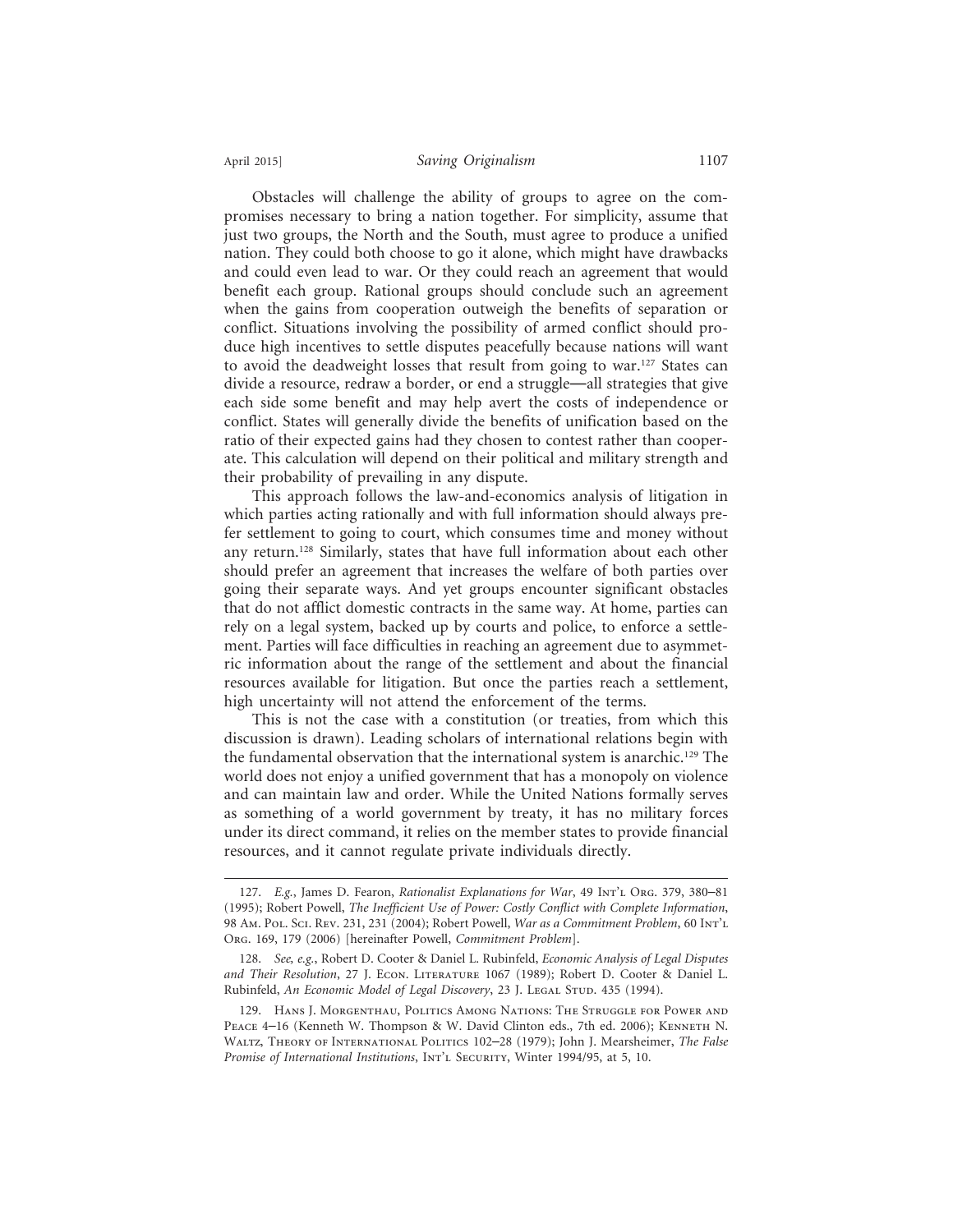Obstacles will challenge the ability of groups to agree on the compromises necessary to bring a nation together. For simplicity, assume that just two groups, the North and the South, must agree to produce a unified nation. They could both choose to go it alone, which might have drawbacks and could even lead to war. Or they could reach an agreement that would benefit each group. Rational groups should conclude such an agreement when the gains from cooperation outweigh the benefits of separation or conflict. Situations involving the possibility of armed conflict should produce high incentives to settle disputes peacefully because nations will want to avoid the deadweight losses that result from going to war.[127] States can divide a resource, redraw a border, or end a struggle—all strategies that give each side some benefit and may help avert the costs of independence or conflict. States will generally divide the benefits of unification based on the ratio of their expected gains had they chosen to contest rather than cooperate. This calculation will depend on their political and military strength and their probability of prevailing in any dispute.

This approach follows the law-and-economics analysis of litigation in which parties acting rationally and with full information should always prefer settlement to going to court, which consumes time and money without any return.[128] Similarly, states that have full information about each other should prefer an agreement that increases the welfare of both parties over going their separate ways. And yet groups encounter significant obstacles that do not afflict domestic contracts in the same way. At home, parties can rely on a legal system, backed up by courts and police, to enforce a settlement. Parties will face difficulties in reaching an agreement due to asymmetric information about the range of the settlement and about the financial resources available for litigation. But once the parties reach a settlement, high uncertainty will not attend the enforcement of the terms.

This is not the case with a constitution (or treaties, from which this discussion is drawn). Leading scholars of international relations begin with the fundamental observation that the international system is anarchic.[129] The world does not enjoy a unified government that has a monopoly on violence and can maintain law and order. While the United Nations formally serves as something of a world government by treaty, it has no military forces under its direct command, it relies on the member states to provide financial resources, and it cannot regulate private individuals directly.

---

127. *E.g.*, James D. Fearon, *Rationalist Explanations for War*, 49 Int'l Org. 379, 380–81 (1995); Robert Powell, *The Inefficient Use of Power: Costly Conflict with Complete Information*, 98 Am. Pol. Sci. Rev. 231, 231 (2004); Robert Powell, *War as a Commitment Problem*, 60 Int'l Org. 169, 179 (2006) [hereinafter Powell, *Commitment Problem*].

128. *See, e.g.*, Robert D. Cooter & Daniel L. Rubinfeld, *Economic Analysis of Legal Disputes and Their Resolution*, 27 J. Econ. Literature 1067 (1989); Robert D. Cooter & Daniel L. Rubinfeld, *An Economic Model of Legal Discovery*, 23 J. Legal Stud. 435 (1994).

129. Hans J. Morgenthau, Politics Among Nations: The Struggle for Power and Peace 4–16 (Kenneth W. Thompson & W. David Clinton eds., 7th ed. 2006); Kenneth N. Waltz, Theory of International Politics 102–28 (1979); John J. Mearsheimer, *The False Promise of International Institutions*, Int'l Security, Winter 1994/95, at 5, 10.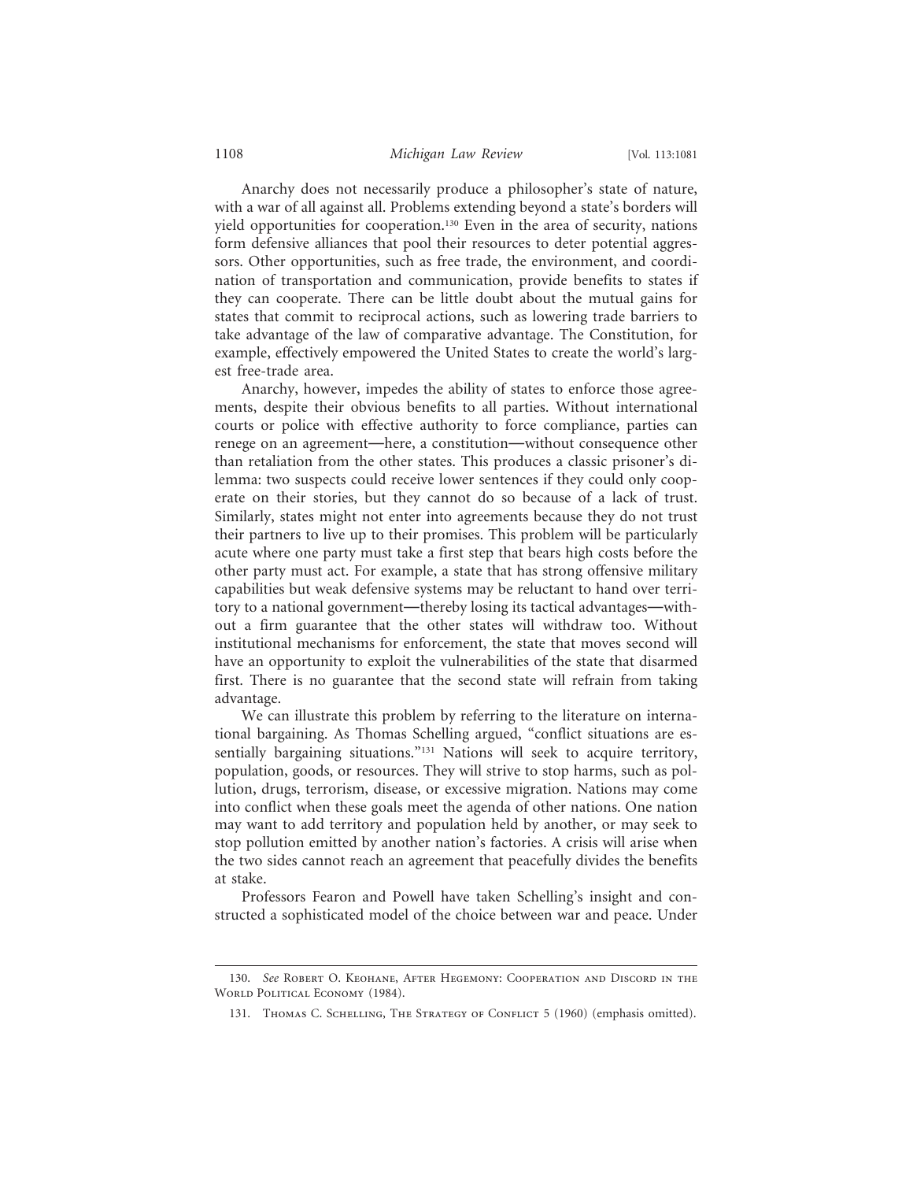Anarchy does not necessarily produce a philosopher's state of nature, with a war of all against all. Problems extending beyond a state's borders will yield opportunities for cooperation.[130] Even in the area of security, nations form defensive alliances that pool their resources to deter potential aggressors. Other opportunities, such as free trade, the environment, and coordination of transportation and communication, provide benefits to states if they can cooperate. There can be little doubt about the mutual gains for states that commit to reciprocal actions, such as lowering trade barriers to take advantage of the law of comparative advantage. The Constitution, for example, effectively empowered the United States to create the world's largest free-trade area.

Anarchy, however, impedes the ability of states to enforce those agreements, despite their obvious benefits to all parties. Without international courts or police with effective authority to force compliance, parties can renege on an agreement—here, a constitution—without consequence other than retaliation from the other states. This produces a classic prisoner's dilemma: two suspects could receive lower sentences if they could only cooperate on their stories, but they cannot do so because of a lack of trust. Similarly, states might not enter into agreements because they do not trust their partners to live up to their promises. This problem will be particularly acute where one party must take a first step that bears high costs before the other party must act. For example, a state that has strong offensive military capabilities but weak defensive systems may be reluctant to hand over territory to a national government—thereby losing its tactical advantages—without a firm guarantee that the other states will withdraw too. Without institutional mechanisms for enforcement, the state that moves second will have an opportunity to exploit the vulnerabilities of the state that disarmed first. There is no guarantee that the second state will refrain from taking advantage.

We can illustrate this problem by referring to the literature on international bargaining. As Thomas Schelling argued, "conflict situations are essentially bargaining situations."[131] Nations will seek to acquire territory, population, goods, or resources. They will strive to stop harms, such as pollution, drugs, terrorism, disease, or excessive migration. Nations may come into conflict when these goals meet the agenda of other nations. One nation may want to add territory and population held by another, or may seek to stop pollution emitted by another nation's factories. A crisis will arise when the two sides cannot reach an agreement that peacefully divides the benefits at stake.

Professors Fearon and Powell have taken Schelling's insight and constructed a sophisticated model of the choice between war and peace. Under

---

130. *See* Robert O. Keohane, After Hegemony: Cooperation and Discord in the World Political Economy (1984).

131. Thomas C. Schelling, The Strategy of Conflict 5 (1960) (emphasis omitted).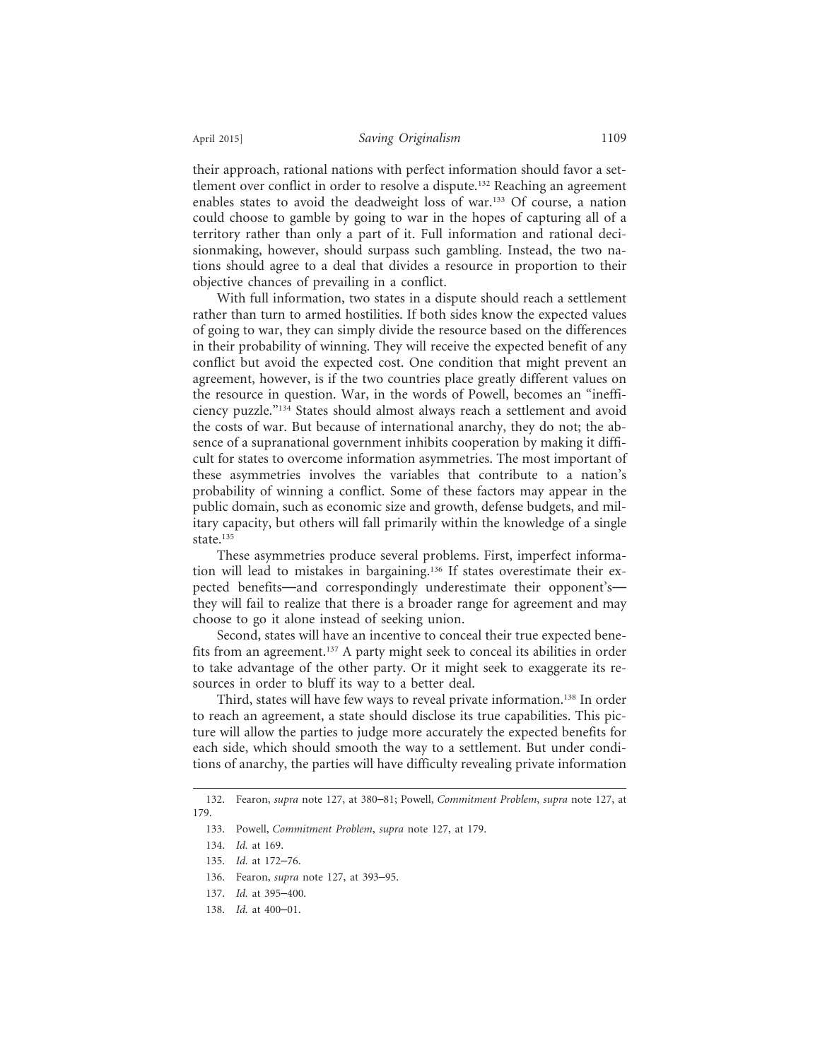their approach, rational nations with perfect information should favor a settlement over conflict in order to resolve a dispute.[132] Reaching an agreement enables states to avoid the deadweight loss of war.[133] Of course, a nation could choose to gamble by going to war in the hopes of capturing all of a territory rather than only a part of it. Full information and rational decisionmaking, however, should surpass such gambling. Instead, the two nations should agree to a deal that divides a resource in proportion to their objective chances of prevailing in a conflict.

With full information, two states in a dispute should reach a settlement rather than turn to armed hostilities. If both sides know the expected values of going to war, they can simply divide the resource based on the differences in their probability of winning. They will receive the expected benefit of any conflict but avoid the expected cost. One condition that might prevent an agreement, however, is if the two countries place greatly different values on the resource in question. War, in the words of Powell, becomes an "inefficiency puzzle."[134] States should almost always reach a settlement and avoid the costs of war. But because of international anarchy, they do not; the absence of a supranational government inhibits cooperation by making it difficult for states to overcome information asymmetries. The most important of these asymmetries involves the variables that contribute to a nation's probability of winning a conflict. Some of these factors may appear in the public domain, such as economic size and growth, defense budgets, and military capacity, but others will fall primarily within the knowledge of a single state.[135]

These asymmetries produce several problems. First, imperfect information will lead to mistakes in bargaining.[136] If states overestimate their expected benefits—and correspondingly underestimate their opponent's—they will fail to realize that there is a broader range for agreement and may choose to go it alone instead of seeking union.

Second, states will have an incentive to conceal their true expected benefits from an agreement.[137] A party might seek to conceal its abilities in order to take advantage of the other party. Or it might seek to exaggerate its resources in order to bluff its way to a better deal.

Third, states will have few ways to reveal private information.[138] In order to reach an agreement, a state should disclose its true capabilities. This picture will allow the parties to judge more accurately the expected benefits for each side, which should smooth the way to a settlement. But under conditions of anarchy, the parties will have difficulty revealing private information

---

132. Fearon, *supra* note 127, at 380–81; Powell, *Commitment Problem*, *supra* note 127, at 179.

133. Powell, *Commitment Problem*, *supra* note 127, at 179.

134. *Id.* at 169.

135. *Id.* at 172–76.

136. Fearon, *supra* note 127, at 393–95.

137. *Id.* at 395–400.

138. *Id.* at 400–01.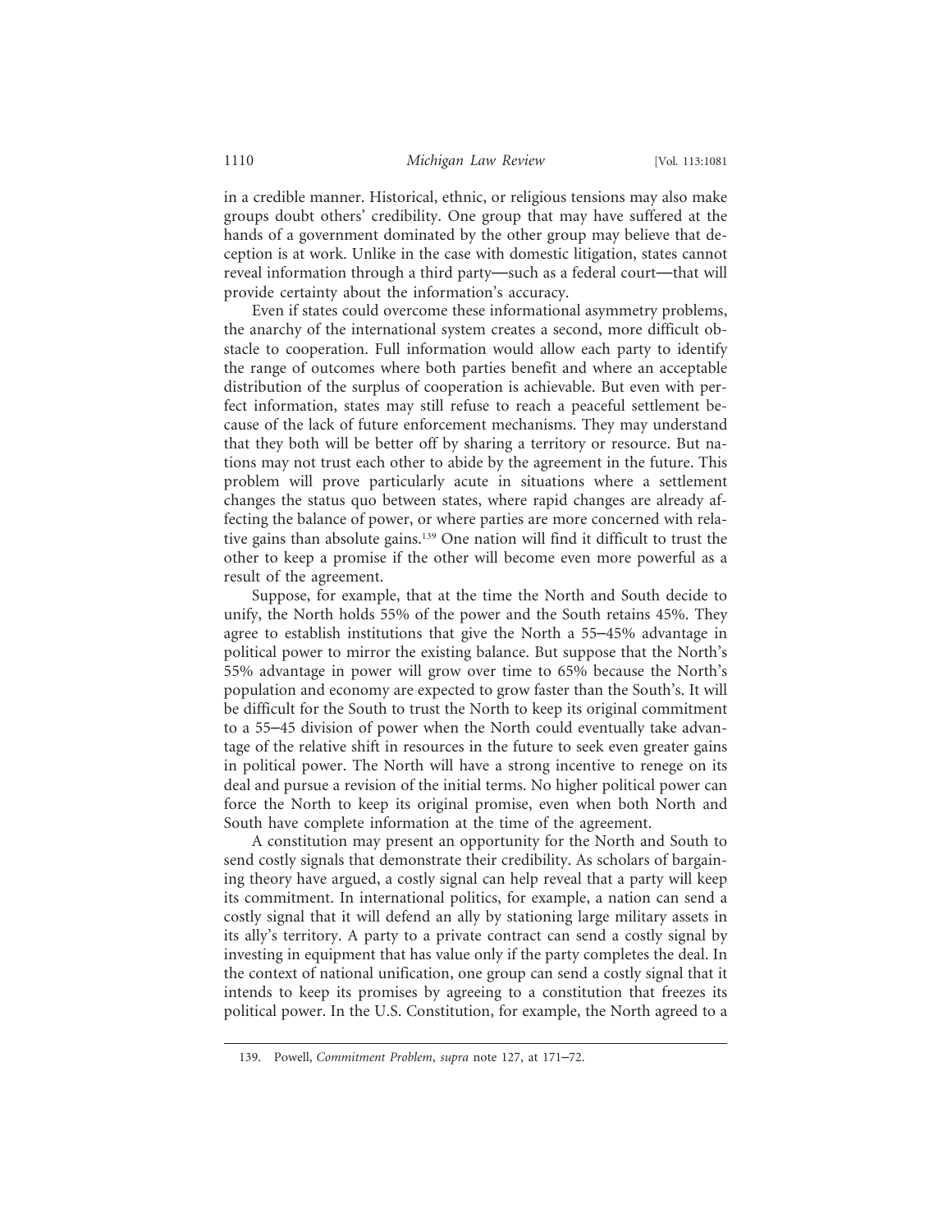in a credible manner. Historical, ethnic, or religious tensions may also make groups doubt others' credibility. One group that may have suffered at the hands of a government dominated by the other group may believe that deception is at work. Unlike in the case with domestic litigation, states cannot reveal information through a third party—such as a federal court—that will provide certainty about the information's accuracy.

Even if states could overcome these informational asymmetry problems, the anarchy of the international system creates a second, more difficult obstacle to cooperation. Full information would allow each party to identify the range of outcomes where both parties benefit and where an acceptable distribution of the surplus of cooperation is achievable. But even with perfect information, states may still refuse to reach a peaceful settlement because of the lack of future enforcement mechanisms. They may understand that they both will be better off by sharing a territory or resource. But nations may not trust each other to abide by the agreement in the future. This problem will prove particularly acute in situations where a settlement changes the status quo between states, where rapid changes are already affecting the balance of power, or where parties are more concerned with relative gains than absolute gains.[139] One nation will find it difficult to trust the other to keep a promise if the other will become even more powerful as a result of the agreement.

Suppose, for example, that at the time the North and South decide to unify, the North holds 55% of the power and the South retains 45%. They agree to establish institutions that give the North a 55–45% advantage in political power to mirror the existing balance. But suppose that the North's 55% advantage in power will grow over time to 65% because the North's population and economy are expected to grow faster than the South's. It will be difficult for the South to trust the North to keep its original commitment to a 55–45 division of power when the North could eventually take advantage of the relative shift in resources in the future to seek even greater gains in political power. The North will have a strong incentive to renege on its deal and pursue a revision of the initial terms. No higher political power can force the North to keep its original promise, even when both North and South have complete information at the time of the agreement.

A constitution may present an opportunity for the North and South to send costly signals that demonstrate their credibility. As scholars of bargaining theory have argued, a costly signal can help reveal that a party will keep its commitment. In international politics, for example, a nation can send a costly signal that it will defend an ally by stationing large military assets in its ally's territory. A party to a private contract can send a costly signal by investing in equipment that has value only if the party completes the deal. In the context of national unification, one group can send a costly signal that it intends to keep its promises by agreeing to a constitution that freezes its political power. In the U.S. Constitution, for example, the North agreed to a

139. Powell, *Commitment Problem*, *supra* note 127, at 171–72.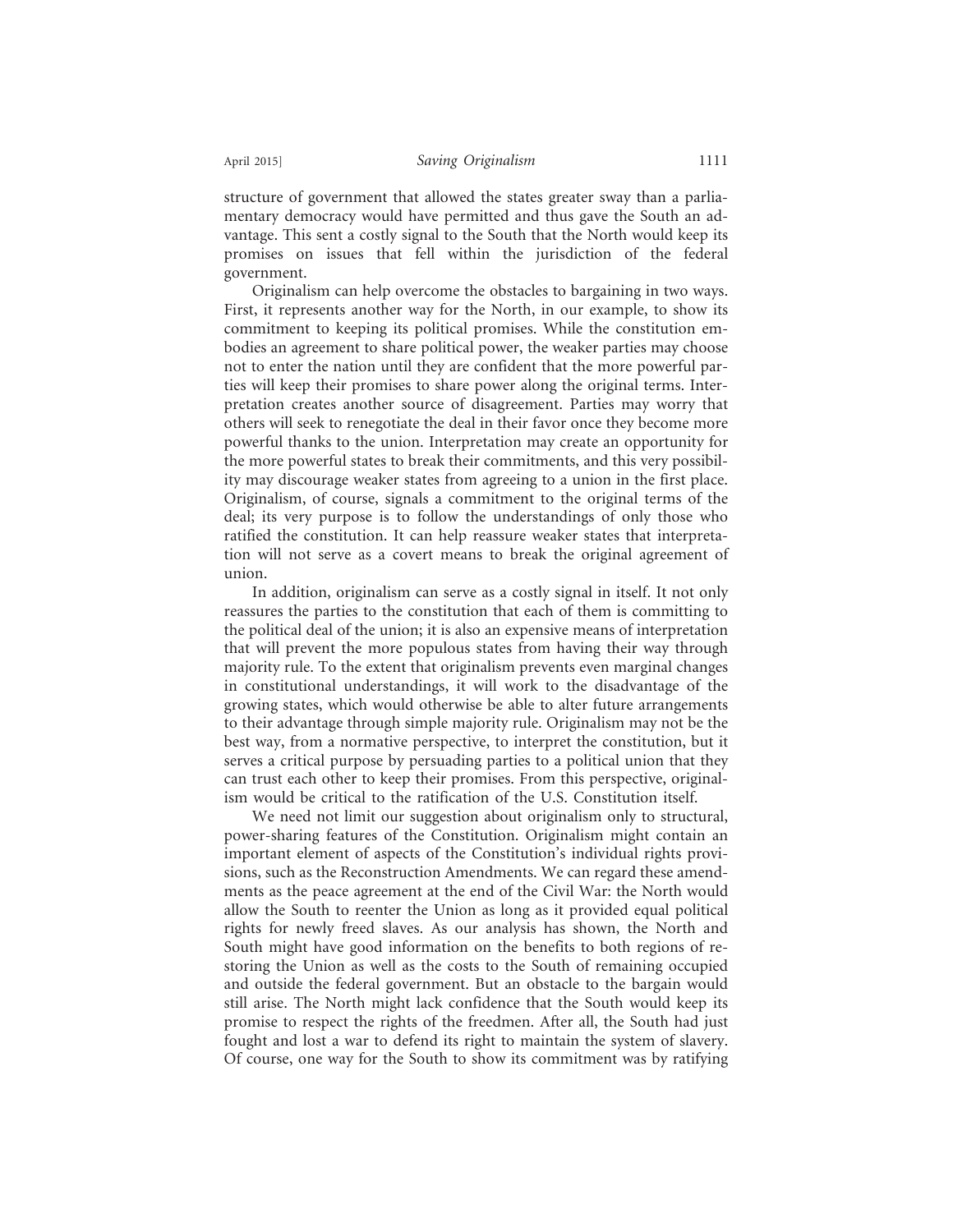structure of government that allowed the states greater sway than a parliamentary democracy would have permitted and thus gave the South an advantage. This sent a costly signal to the South that the North would keep its promises on issues that fell within the jurisdiction of the federal government.

Originalism can help overcome the obstacles to bargaining in two ways. First, it represents another way for the North, in our example, to show its commitment to keeping its political promises. While the constitution embodies an agreement to share political power, the weaker parties may choose not to enter the nation until they are confident that the more powerful parties will keep their promises to share power along the original terms. Interpretation creates another source of disagreement. Parties may worry that others will seek to renegotiate the deal in their favor once they become more powerful thanks to the union. Interpretation may create an opportunity for the more powerful states to break their commitments, and this very possibility may discourage weaker states from agreeing to a union in the first place. Originalism, of course, signals a commitment to the original terms of the deal; its very purpose is to follow the understandings of only those who ratified the constitution. It can help reassure weaker states that interpretation will not serve as a covert means to break the original agreement of union.

In addition, originalism can serve as a costly signal in itself. It not only reassures the parties to the constitution that each of them is committing to the political deal of the union; it is also an expensive means of interpretation that will prevent the more populous states from having their way through majority rule. To the extent that originalism prevents even marginal changes in constitutional understandings, it will work to the disadvantage of the growing states, which would otherwise be able to alter future arrangements to their advantage through simple majority rule. Originalism may not be the best way, from a normative perspective, to interpret the constitution, but it serves a critical purpose by persuading parties to a political union that they can trust each other to keep their promises. From this perspective, originalism would be critical to the ratification of the U.S. Constitution itself.

We need not limit our suggestion about originalism only to structural, power-sharing features of the Constitution. Originalism might contain an important element of aspects of the Constitution's individual rights provisions, such as the Reconstruction Amendments. We can regard these amendments as the peace agreement at the end of the Civil War: the North would allow the South to reenter the Union as long as it provided equal political rights for newly freed slaves. As our analysis has shown, the North and South might have good information on the benefits to both regions of restoring the Union as well as the costs to the South of remaining occupied and outside the federal government. But an obstacle to the bargain would still arise. The North might lack confidence that the South would keep its promise to respect the rights of the freedmen. After all, the South had just fought and lost a war to defend its right to maintain the system of slavery. Of course, one way for the South to show its commitment was by ratifying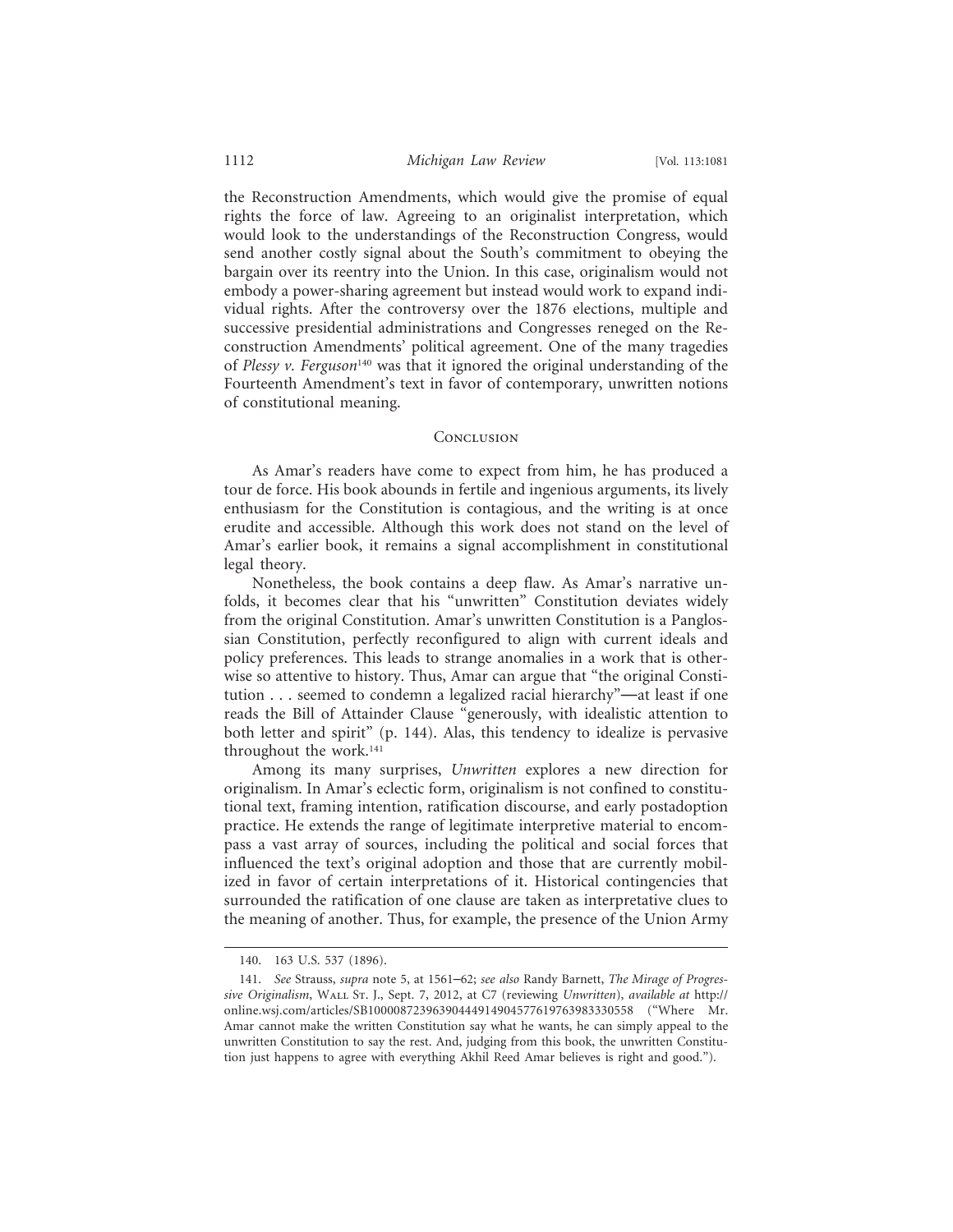the Reconstruction Amendments, which would give the promise of equal rights the force of law. Agreeing to an originalist interpretation, which would look to the understandings of the Reconstruction Congress, would send another costly signal about the South's commitment to obeying the bargain over its reentry into the Union. In this case, originalism would not embody a power-sharing agreement but instead would work to expand individual rights. After the controversy over the 1876 elections, multiple and successive presidential administrations and Congresses reneged on the Reconstruction Amendments' political agreement. One of the many tragedies of *Plessy v. Ferguson*[140] was that it ignored the original understanding of the Fourteenth Amendment's text in favor of contemporary, unwritten notions of constitutional meaning.

## Conclusion

As Amar's readers have come to expect from him, he has produced a tour de force. His book abounds in fertile and ingenious arguments, its lively enthusiasm for the Constitution is contagious, and the writing is at once erudite and accessible. Although this work does not stand on the level of Amar's earlier book, it remains a signal accomplishment in constitutional legal theory.

Nonetheless, the book contains a deep flaw. As Amar's narrative unfolds, it becomes clear that his "unwritten" Constitution deviates widely from the original Constitution. Amar's unwritten Constitution is a Panglossian Constitution, perfectly reconfigured to align with current ideals and policy preferences. This leads to strange anomalies in a work that is otherwise so attentive to history. Thus, Amar can argue that "the original Constitution . . . seemed to condemn a legalized racial hierarchy"—at least if one reads the Bill of Attainder Clause "generously, with idealistic attention to both letter and spirit" (p. 144). Alas, this tendency to idealize is pervasive throughout the work.[141]

Among its many surprises, *Unwritten* explores a new direction for originalism. In Amar's eclectic form, originalism is not confined to constitutional text, framing intention, ratification discourse, and early postadoption practice. He extends the range of legitimate interpretive material to encompass a vast array of sources, including the political and social forces that influenced the text's original adoption and those that are currently mobilized in favor of certain interpretations of it. Historical contingencies that surrounded the ratification of one clause are taken as interpretative clues to the meaning of another. Thus, for example, the presence of the Union Army

---

140. 163 U.S. 537 (1896).

141. *See* Strauss, *supra* note 5, at 1561–62; *see also* Randy Barnett, *The Mirage of Progressive Originalism*, Wall St. J., Sept. 7, 2012, at C7 (reviewing *Unwritten*), *available at* http://online.wsj.com/articles/SB10000872396390444914904577619763983330558 ("Where Mr. Amar cannot make the written Constitution say what he wants, he can simply appeal to the unwritten Constitution to say the rest. And, judging from this book, the unwritten Constitution just happens to agree with everything Akhil Reed Amar believes is right and good.").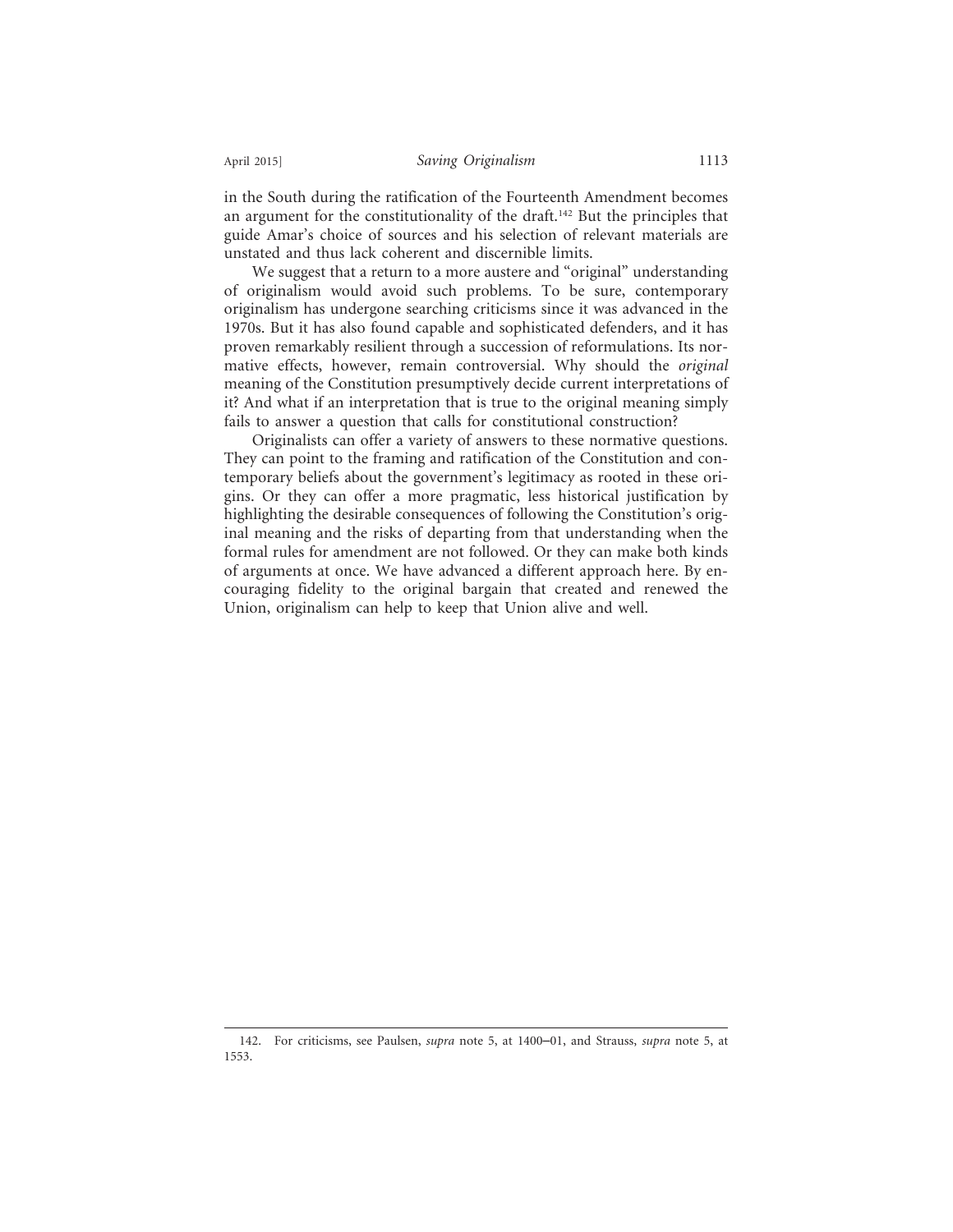in the South during the ratification of the Fourteenth Amendment becomes an argument for the constitutionality of the draft.[142] But the principles that guide Amar's choice of sources and his selection of relevant materials are unstated and thus lack coherent and discernible limits.

We suggest that a return to a more austere and "original" understanding of originalism would avoid such problems. To be sure, contemporary originalism has undergone searching criticisms since it was advanced in the 1970s. But it has also found capable and sophisticated defenders, and it has proven remarkably resilient through a succession of reformulations. Its normative effects, however, remain controversial. Why should the *original* meaning of the Constitution presumptively decide current interpretations of it? And what if an interpretation that is true to the original meaning simply fails to answer a question that calls for constitutional construction?

Originalists can offer a variety of answers to these normative questions. They can point to the framing and ratification of the Constitution and contemporary beliefs about the government's legitimacy as rooted in these origins. Or they can offer a more pragmatic, less historical justification by highlighting the desirable consequences of following the Constitution's original meaning and the risks of departing from that understanding when the formal rules for amendment are not followed. Or they can make both kinds of arguments at once. We have advanced a different approach here. By encouraging fidelity to the original bargain that created and renewed the Union, originalism can help to keep that Union alive and well.

---

142. For criticisms, see Paulsen, *supra* note 5, at 1400–01, and Strauss, *supra* note 5, at 1553.